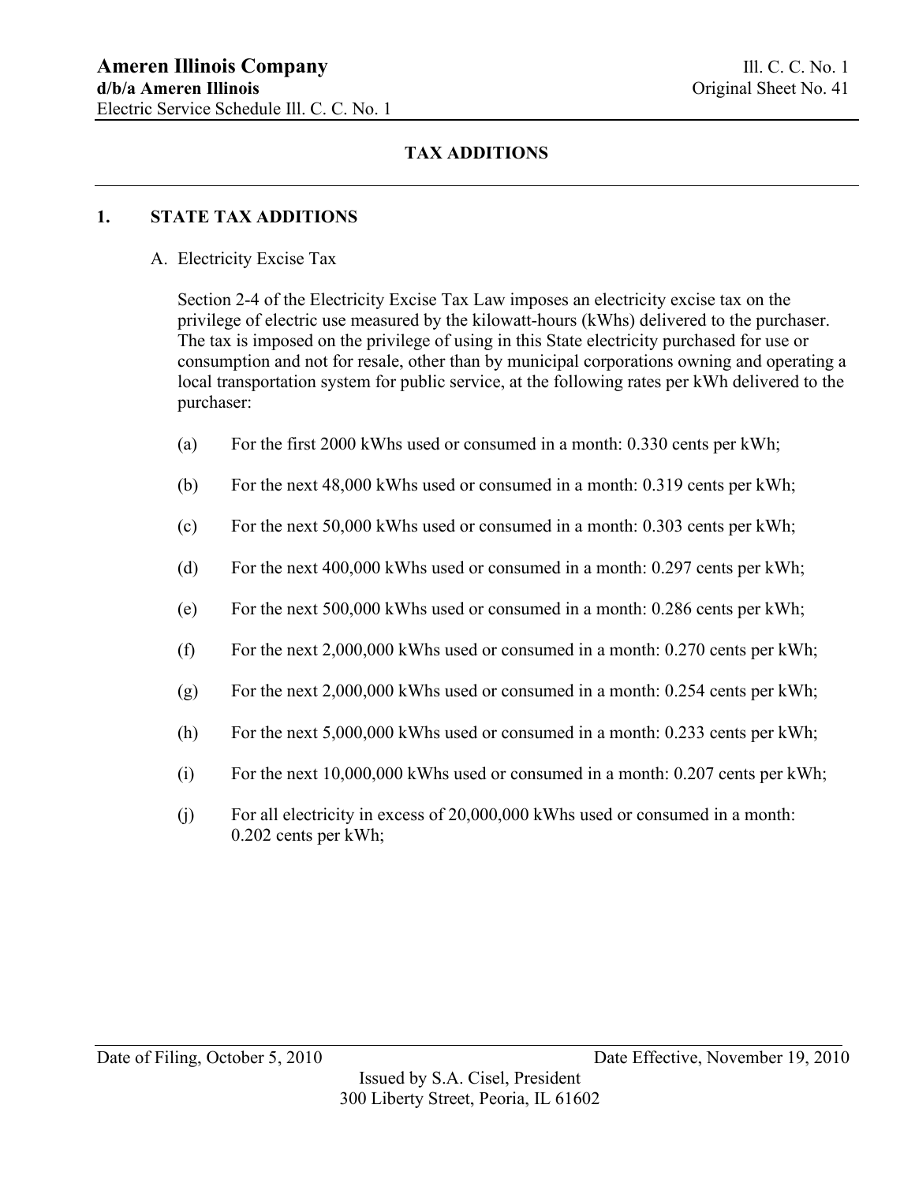Ameren Illinois Company
d/b/a Ameren Illinois
Electric Service Schedule Ill. C. C. No. 1

Ill. C. C. No. 1
Original Sheet No. 41

## TAX ADDITIONS

### 1. STATE TAX ADDITIONS

A. Electricity Excise Tax

Section 2-4 of the Electricity Excise Tax Law imposes an electricity excise tax on the privilege of electric use measured by the kilowatt-hours (kWhs) delivered to the purchaser. The tax is imposed on the privilege of using in this State electricity purchased for use or consumption and not for resale, other than by municipal corporations owning and operating a local transportation system for public service, at the following rates per kWh delivered to the purchaser:

(a) For the first 2000 kWhs used or consumed in a month: 0.330 cents per kWh;

(b) For the next 48,000 kWhs used or consumed in a month: 0.319 cents per kWh;

(c) For the next 50,000 kWhs used or consumed in a month: 0.303 cents per kWh;

(d) For the next 400,000 kWhs used or consumed in a month: 0.297 cents per kWh;

(e) For the next 500,000 kWhs used or consumed in a month: 0.286 cents per kWh;

(f) For the next 2,000,000 kWhs used or consumed in a month: 0.270 cents per kWh;

(g) For the next 2,000,000 kWhs used or consumed in a month: 0.254 cents per kWh;

(h) For the next 5,000,000 kWhs used or consumed in a month: 0.233 cents per kWh;

(i) For the next 10,000,000 kWhs used or consumed in a month: 0.207 cents per kWh;

(j) For all electricity in excess of 20,000,000 kWhs used or consumed in a month: 0.202 cents per kWh;

Date of Filing, October 5, 2010 Date Effective, November 19, 2010
Issued by S.A. Cisel, President
300 Liberty Street, Peoria, IL 61602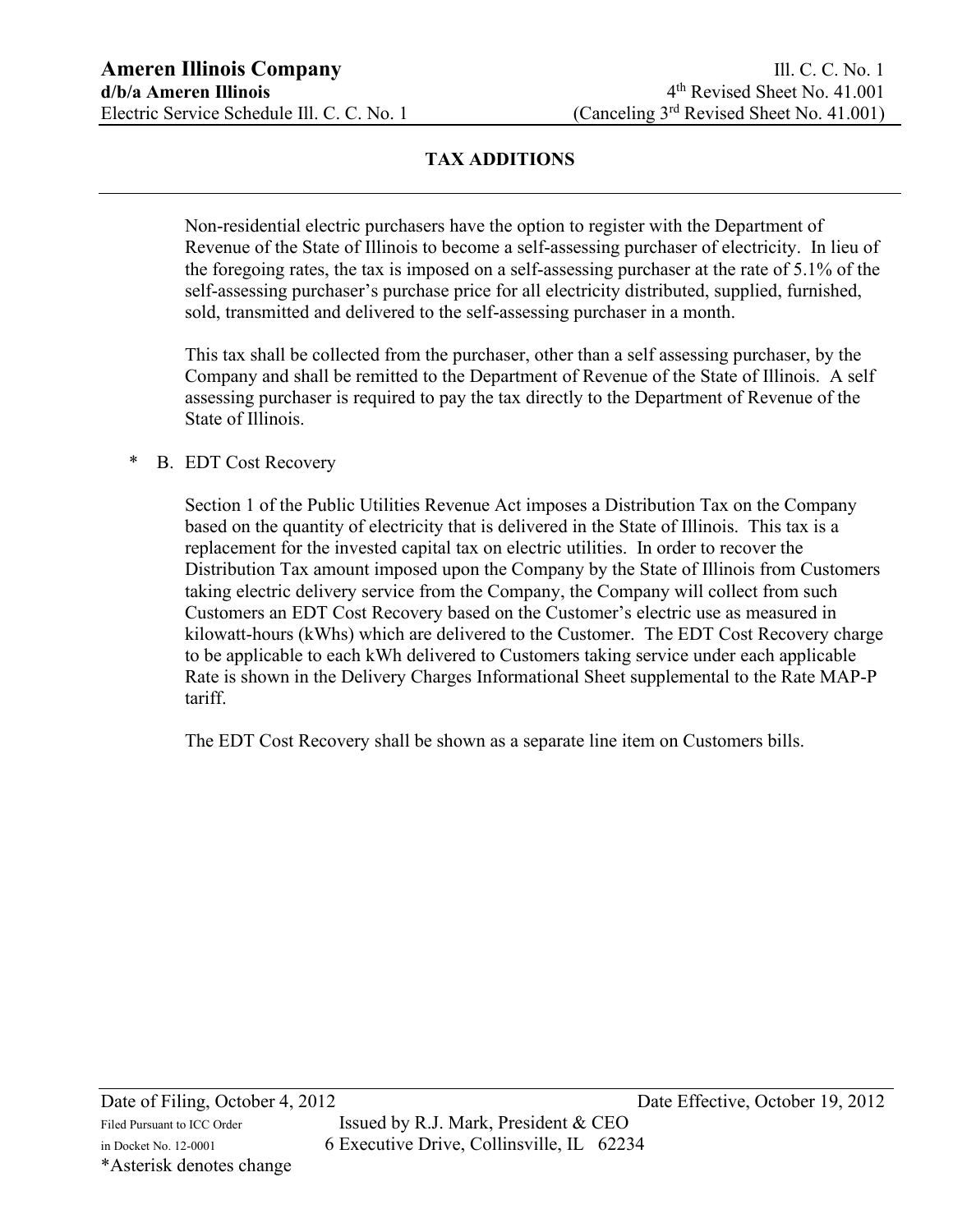## TAX ADDITIONS

Non-residential electric purchasers have the option to register with the Department of Revenue of the State of Illinois to become a self-assessing purchaser of electricity. In lieu of the foregoing rates, the tax is imposed on a self-assessing purchaser at the rate of 5.1% of the self-assessing purchaser's purchase price for all electricity distributed, supplied, furnished, sold, transmitted and delivered to the self-assessing purchaser in a month.

This tax shall be collected from the purchaser, other than a self assessing purchaser, by the Company and shall be remitted to the Department of Revenue of the State of Illinois. A self assessing purchaser is required to pay the tax directly to the Department of Revenue of the State of Illinois.

\* B. EDT Cost Recovery

Section 1 of the Public Utilities Revenue Act imposes a Distribution Tax on the Company based on the quantity of electricity that is delivered in the State of Illinois. This tax is a replacement for the invested capital tax on electric utilities. In order to recover the Distribution Tax amount imposed upon the Company by the State of Illinois from Customers taking electric delivery service from the Company, the Company will collect from such Customers an EDT Cost Recovery based on the Customer's electric use as measured in kilowatt-hours (kWhs) which are delivered to the Customer. The EDT Cost Recovery charge to be applicable to each kWh delivered to Customers taking service under each applicable Rate is shown in the Delivery Charges Informational Sheet supplemental to the Rate MAP-P tariff.

The EDT Cost Recovery shall be shown as a separate line item on Customers bills.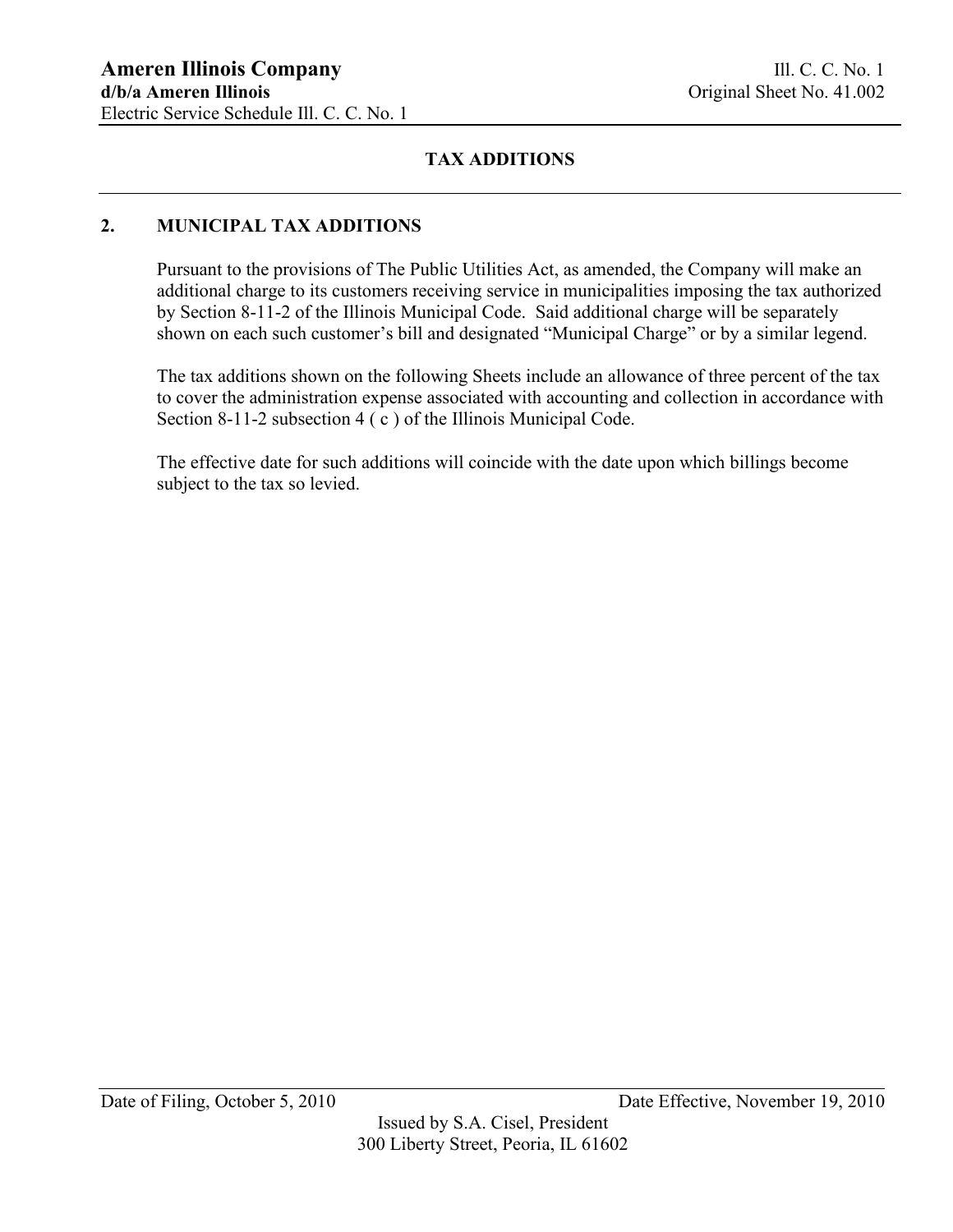# TAX ADDITIONS

## 2. MUNICIPAL TAX ADDITIONS

Pursuant to the provisions of The Public Utilities Act, as amended, the Company will make an additional charge to its customers receiving service in municipalities imposing the tax authorized by Section 8-11-2 of the Illinois Municipal Code. Said additional charge will be separately shown on each such customer's bill and designated "Municipal Charge" or by a similar legend.

The tax additions shown on the following Sheets include an allowance of three percent of the tax to cover the administration expense associated with accounting and collection in accordance with Section 8-11-2 subsection 4 ( c ) of the Illinois Municipal Code.

The effective date for such additions will coincide with the date upon which billings become subject to the tax so levied.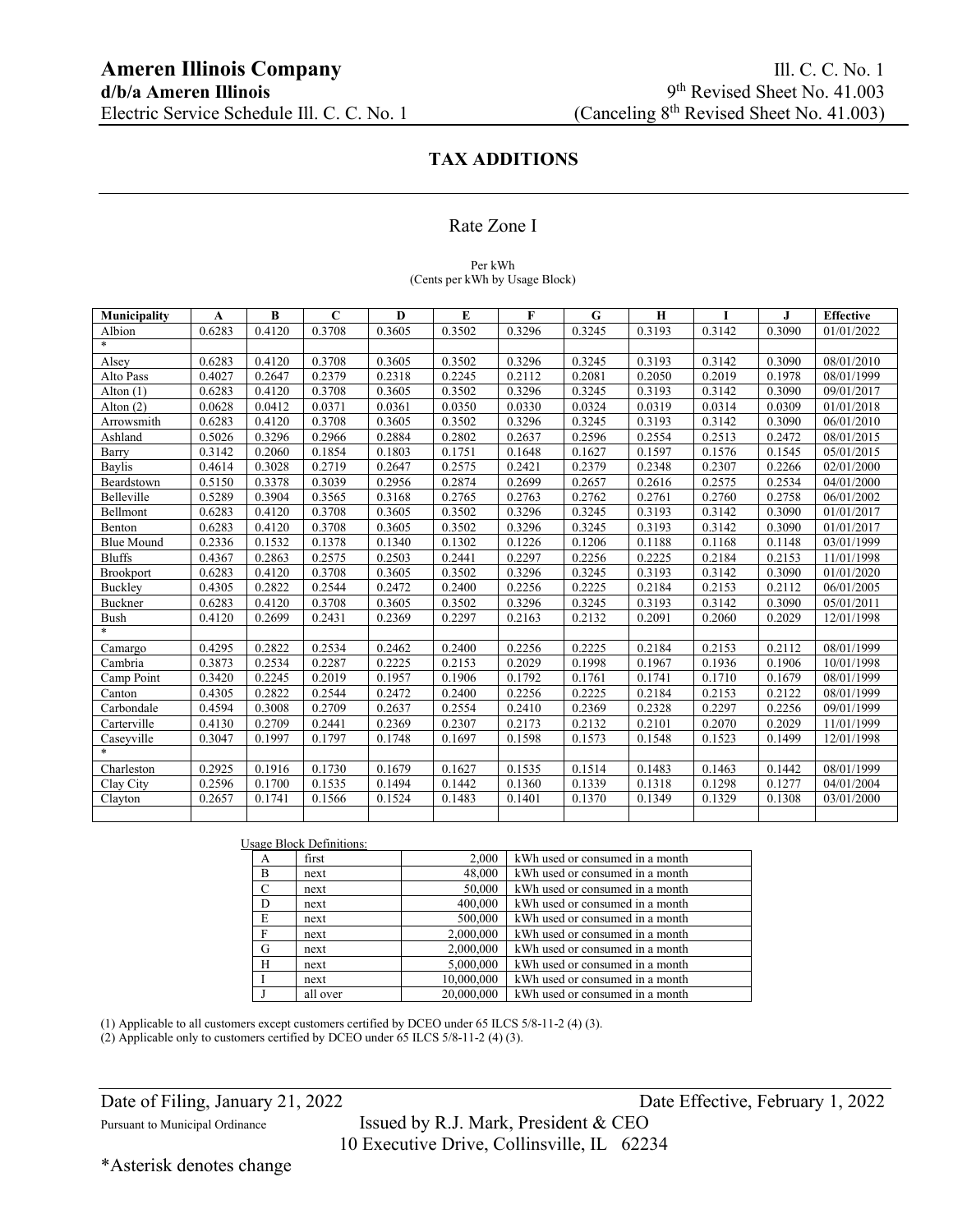**Ameren Illinois Company**
**d/b/a Ameren Illinois**
Electric Service Schedule Ill. C. C. No. 1

Ill. C. C. No. 1
9th Revised Sheet No. 41.003
(Canceling 8th Revised Sheet No. 41.003)

## TAX ADDITIONS

### Rate Zone I

Per kWh
(Cents per kWh by Usage Block)

| Municipality | A | B | C | D | E | F | G | H | I | J | Effective |
|---|---|---|---|---|---|---|---|---|---|---|---|
| Albion | 0.6283 | 0.4120 | 0.3708 | 0.3605 | 0.3502 | 0.3296 | 0.3245 | 0.3193 | 0.3142 | 0.3090 | 01/01/2022 |
| * | | | | | | | | | | | |
| Alsey | 0.6283 | 0.4120 | 0.3708 | 0.3605 | 0.3502 | 0.3296 | 0.3245 | 0.3193 | 0.3142 | 0.3090 | 08/01/2010 |
| Alto Pass | 0.4027 | 0.2647 | 0.2379 | 0.2318 | 0.2245 | 0.2112 | 0.2081 | 0.2050 | 0.2019 | 0.1978 | 08/01/1999 |
| Alton (1) | 0.6283 | 0.4120 | 0.3708 | 0.3605 | 0.3502 | 0.3296 | 0.3245 | 0.3193 | 0.3142 | 0.3090 | 09/01/2017 |
| Alton (2) | 0.0628 | 0.0412 | 0.0371 | 0.0361 | 0.0350 | 0.0330 | 0.0324 | 0.0319 | 0.0314 | 0.0309 | 01/01/2018 |
| Arrowsmith | 0.6283 | 0.4120 | 0.3708 | 0.3605 | 0.3502 | 0.3296 | 0.3245 | 0.3193 | 0.3142 | 0.3090 | 06/01/2010 |
| Ashland | 0.5026 | 0.3296 | 0.2966 | 0.2884 | 0.2802 | 0.2637 | 0.2596 | 0.2554 | 0.2513 | 0.2472 | 08/01/2015 |
| Barry | 0.3142 | 0.2060 | 0.1854 | 0.1803 | 0.1751 | 0.1648 | 0.1627 | 0.1597 | 0.1576 | 0.1545 | 05/01/2015 |
| Baylis | 0.4614 | 0.3028 | 0.2719 | 0.2647 | 0.2575 | 0.2421 | 0.2379 | 0.2348 | 0.2307 | 0.2266 | 02/01/2000 |
| Beardstown | 0.5150 | 0.3378 | 0.3039 | 0.2956 | 0.2874 | 0.2699 | 0.2657 | 0.2616 | 0.2575 | 0.2534 | 04/01/2000 |
| Belleville | 0.5289 | 0.3904 | 0.3565 | 0.3168 | 0.2765 | 0.2763 | 0.2762 | 0.2761 | 0.2760 | 0.2758 | 06/01/2002 |
| Bellmont | 0.6283 | 0.4120 | 0.3708 | 0.3605 | 0.3502 | 0.3296 | 0.3245 | 0.3193 | 0.3142 | 0.3090 | 01/01/2017 |
| Benton | 0.6283 | 0.4120 | 0.3708 | 0.3605 | 0.3502 | 0.3296 | 0.3245 | 0.3193 | 0.3142 | 0.3090 | 01/01/2017 |
| Blue Mound | 0.2336 | 0.1532 | 0.1378 | 0.1340 | 0.1302 | 0.1226 | 0.1206 | 0.1188 | 0.1168 | 0.1148 | 03/01/1999 |
| Bluffs | 0.4367 | 0.2863 | 0.2575 | 0.2503 | 0.2441 | 0.2297 | 0.2256 | 0.2225 | 0.2184 | 0.2153 | 11/01/1998 |
| Brookport | 0.6283 | 0.4120 | 0.3708 | 0.3605 | 0.3502 | 0.3296 | 0.3245 | 0.3193 | 0.3142 | 0.3090 | 01/01/2020 |
| Buckley | 0.4305 | 0.2822 | 0.2544 | 0.2472 | 0.2400 | 0.2256 | 0.2225 | 0.2184 | 0.2153 | 0.2112 | 06/01/2005 |
| Buckner | 0.6283 | 0.4120 | 0.3708 | 0.3605 | 0.3502 | 0.3296 | 0.3245 | 0.3193 | 0.3142 | 0.3090 | 05/01/2011 |
| Bush | 0.4120 | 0.2699 | 0.2431 | 0.2369 | 0.2297 | 0.2163 | 0.2132 | 0.2091 | 0.2060 | 0.2029 | 12/01/1998 |
| * | | | | | | | | | | | |
| Camargo | 0.4295 | 0.2822 | 0.2534 | 0.2462 | 0.2400 | 0.2256 | 0.2225 | 0.2184 | 0.2153 | 0.2112 | 08/01/1999 |
| Cambria | 0.3873 | 0.2534 | 0.2287 | 0.2225 | 0.2153 | 0.2029 | 0.1998 | 0.1967 | 0.1936 | 0.1906 | 10/01/1998 |
| Camp Point | 0.3420 | 0.2245 | 0.2019 | 0.1957 | 0.1906 | 0.1792 | 0.1761 | 0.1741 | 0.1710 | 0.1679 | 08/01/1999 |
| Canton | 0.4305 | 0.2822 | 0.2544 | 0.2472 | 0.2400 | 0.2256 | 0.2225 | 0.2184 | 0.2153 | 0.2122 | 08/01/1999 |
| Carbondale | 0.4594 | 0.3008 | 0.2709 | 0.2637 | 0.2554 | 0.2410 | 0.2369 | 0.2328 | 0.2297 | 0.2256 | 09/01/1999 |
| Carterville | 0.4130 | 0.2709 | 0.2441 | 0.2369 | 0.2307 | 0.2173 | 0.2132 | 0.2101 | 0.2070 | 0.2029 | 11/01/1999 |
| Caseyville | 0.3047 | 0.1997 | 0.1797 | 0.1748 | 0.1697 | 0.1598 | 0.1573 | 0.1548 | 0.1523 | 0.1499 | 12/01/1998 |
| * | | | | | | | | | | | |
| Charleston | 0.2925 | 0.1916 | 0.1730 | 0.1679 | 0.1627 | 0.1535 | 0.1514 | 0.1483 | 0.1463 | 0.1442 | 08/01/1999 |
| Clay City | 0.2596 | 0.1700 | 0.1535 | 0.1494 | 0.1442 | 0.1360 | 0.1339 | 0.1318 | 0.1298 | 0.1277 | 04/01/2004 |
| Clayton | 0.2657 | 0.1741 | 0.1566 | 0.1524 | 0.1483 | 0.1401 | 0.1370 | 0.1349 | 0.1329 | 0.1308 | 03/01/2000 |

Usage Block Definitions:

| | | | |
|---|---|---|---|
| A | first | 2,000 | kWh used or consumed in a month |
| B | next | 48,000 | kWh used or consumed in a month |
| C | next | 50,000 | kWh used or consumed in a month |
| D | next | 400,000 | kWh used or consumed in a month |
| E | next | 500,000 | kWh used or consumed in a month |
| F | next | 2,000,000 | kWh used or consumed in a month |
| G | next | 2,000,000 | kWh used or consumed in a month |
| H | next | 5,000,000 | kWh used or consumed in a month |
| I | next | 10,000,000 | kWh used or consumed in a month |
| J | all over | 20,000,000 | kWh used or consumed in a month |

(1) Applicable to all customers except customers certified by DCEO under 65 ILCS 5/8-11-2 (4) (3).
(2) Applicable only to customers certified by DCEO under 65 ILCS 5/8-11-2 (4) (3).

Date of Filing, January 21, 2022 — Date Effective, February 1, 2022

Pursuant to Municipal Ordinance — Issued by R.J. Mark, President & CEO
10 Executive Drive, Collinsville, IL 62234

*Asterisk denotes change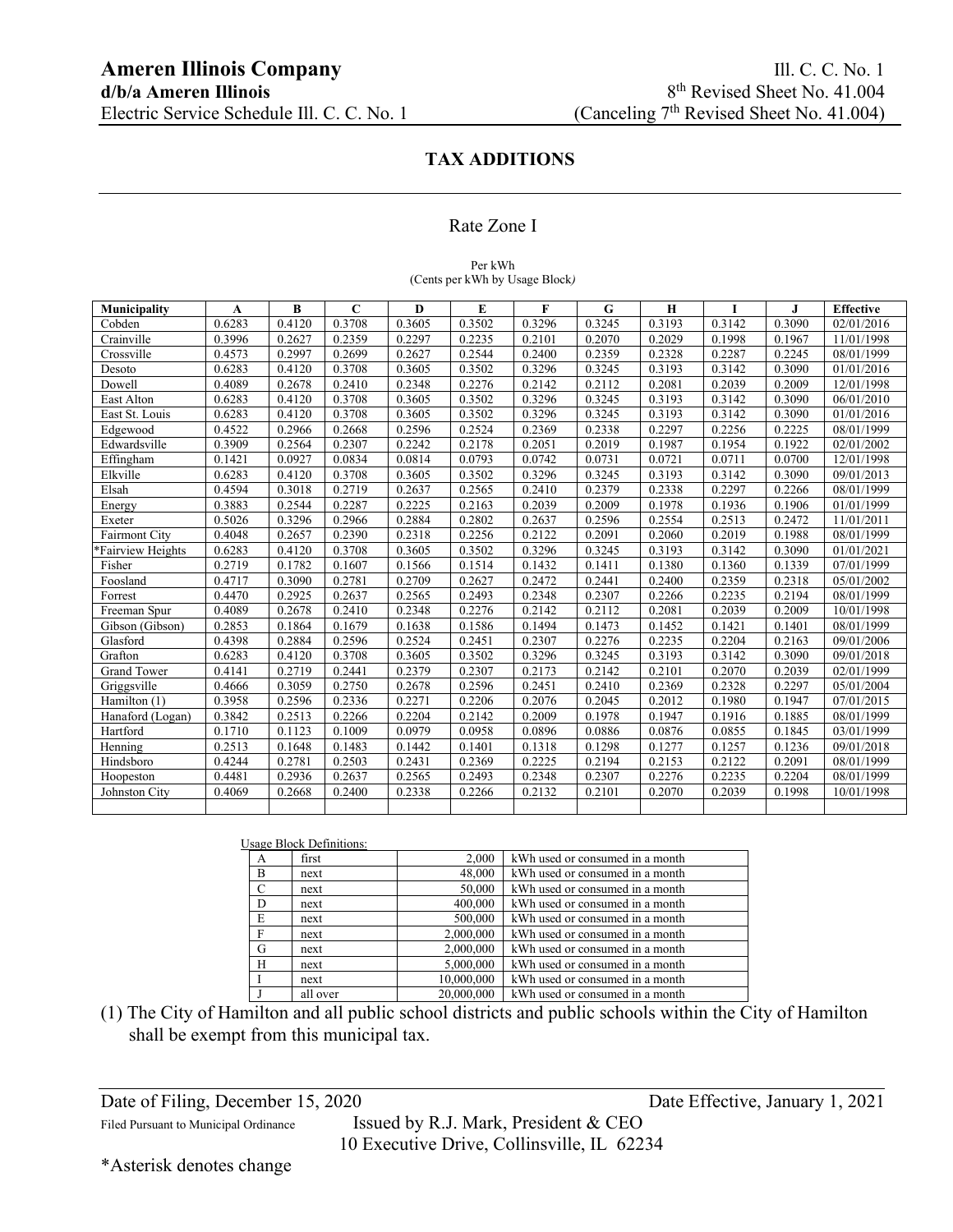**Ameren Illinois Company** Ill. C. C. No. 1
**d/b/a Ameren Illinois** 8th Revised Sheet No. 41.004
Electric Service Schedule Ill. C. C. No. 1 (Canceling 7th Revised Sheet No. 41.004)

## TAX ADDITIONS

### Rate Zone I

Per kWh
(Cents per kWh by Usage Block)

| Municipality | A | B | C | D | E | F | G | H | I | J | Effective |
|---|---|---|---|---|---|---|---|---|---|---|---|
| Cobden | 0.6283 | 0.4120 | 0.3708 | 0.3605 | 0.3502 | 0.3296 | 0.3245 | 0.3193 | 0.3142 | 0.3090 | 02/01/2016 |
| Crainville | 0.3996 | 0.2627 | 0.2359 | 0.2297 | 0.2235 | 0.2101 | 0.2070 | 0.2029 | 0.1998 | 0.1967 | 11/01/1998 |
| Crossville | 0.4573 | 0.2997 | 0.2699 | 0.2627 | 0.2544 | 0.2400 | 0.2359 | 0.2328 | 0.2287 | 0.2245 | 08/01/1999 |
| Desoto | 0.6283 | 0.4120 | 0.3708 | 0.3605 | 0.3502 | 0.3296 | 0.3245 | 0.3193 | 0.3142 | 0.3090 | 01/01/2016 |
| Dowell | 0.4089 | 0.2678 | 0.2410 | 0.2348 | 0.2276 | 0.2142 | 0.2112 | 0.2081 | 0.2039 | 0.2009 | 12/01/1998 |
| East Alton | 0.6283 | 0.4120 | 0.3708 | 0.3605 | 0.3502 | 0.3296 | 0.3245 | 0.3193 | 0.3142 | 0.3090 | 06/01/2010 |
| East St. Louis | 0.6283 | 0.4120 | 0.3708 | 0.3605 | 0.3502 | 0.3296 | 0.3245 | 0.3193 | 0.3142 | 0.3090 | 01/01/2016 |
| Edgewood | 0.4522 | 0.2966 | 0.2668 | 0.2596 | 0.2524 | 0.2369 | 0.2338 | 0.2297 | 0.2256 | 0.2225 | 08/01/1999 |
| Edwardsville | 0.3909 | 0.2564 | 0.2307 | 0.2242 | 0.2178 | 0.2051 | 0.2019 | 0.1987 | 0.1954 | 0.1922 | 02/01/2002 |
| Effingham | 0.1421 | 0.0927 | 0.0834 | 0.0814 | 0.0793 | 0.0742 | 0.0731 | 0.0721 | 0.0711 | 0.0700 | 12/01/1998 |
| Elkville | 0.6283 | 0.4120 | 0.3708 | 0.3605 | 0.3502 | 0.3296 | 0.3245 | 0.3193 | 0.3142 | 0.3090 | 09/01/2013 |
| Elsah | 0.4594 | 0.3018 | 0.2719 | 0.2637 | 0.2565 | 0.2410 | 0.2379 | 0.2338 | 0.2297 | 0.2266 | 08/01/1999 |
| Energy | 0.3883 | 0.2544 | 0.2287 | 0.2225 | 0.2163 | 0.2039 | 0.2009 | 0.1978 | 0.1936 | 0.1906 | 01/01/1999 |
| Exeter | 0.5026 | 0.3296 | 0.2966 | 0.2884 | 0.2802 | 0.2637 | 0.2596 | 0.2554 | 0.2513 | 0.2472 | 11/01/2011 |
| Fairmont City | 0.4048 | 0.2657 | 0.2390 | 0.2318 | 0.2256 | 0.2122 | 0.2091 | 0.2060 | 0.2019 | 0.1988 | 08/01/1999 |
| *Fairview Heights | 0.6283 | 0.4120 | 0.3708 | 0.3605 | 0.3502 | 0.3296 | 0.3245 | 0.3193 | 0.3142 | 0.3090 | 01/01/2021 |
| Fisher | 0.2719 | 0.1782 | 0.1607 | 0.1566 | 0.1514 | 0.1432 | 0.1411 | 0.1380 | 0.1360 | 0.1339 | 07/01/1999 |
| Foosland | 0.4717 | 0.3090 | 0.2781 | 0.2709 | 0.2627 | 0.2472 | 0.2441 | 0.2400 | 0.2359 | 0.2318 | 05/01/2002 |
| Forrest | 0.4470 | 0.2925 | 0.2637 | 0.2565 | 0.2493 | 0.2348 | 0.2307 | 0.2266 | 0.2235 | 0.2194 | 08/01/1999 |
| Freeman Spur | 0.4089 | 0.2678 | 0.2410 | 0.2348 | 0.2276 | 0.2142 | 0.2112 | 0.2081 | 0.2039 | 0.2009 | 10/01/1998 |
| Gibson (Gibson) | 0.2853 | 0.1864 | 0.1679 | 0.1638 | 0.1586 | 0.1494 | 0.1473 | 0.1452 | 0.1421 | 0.1401 | 08/01/1999 |
| Glasford | 0.4398 | 0.2884 | 0.2596 | 0.2524 | 0.2451 | 0.2307 | 0.2276 | 0.2235 | 0.2204 | 0.2163 | 09/01/2006 |
| Grafton | 0.6283 | 0.4120 | 0.3708 | 0.3605 | 0.3502 | 0.3296 | 0.3245 | 0.3193 | 0.3142 | 0.3090 | 09/01/2018 |
| Grand Tower | 0.4141 | 0.2719 | 0.2441 | 0.2379 | 0.2307 | 0.2173 | 0.2142 | 0.2101 | 0.2070 | 0.2039 | 02/01/1999 |
| Griggsville | 0.4666 | 0.3059 | 0.2750 | 0.2678 | 0.2596 | 0.2451 | 0.2410 | 0.2369 | 0.2328 | 0.2297 | 05/01/2004 |
| Hamilton (1) | 0.3958 | 0.2596 | 0.2336 | 0.2271 | 0.2206 | 0.2076 | 0.2045 | 0.2012 | 0.1980 | 0.1947 | 07/01/2015 |
| Hanaford (Logan) | 0.3842 | 0.2513 | 0.2266 | 0.2204 | 0.2142 | 0.2009 | 0.1978 | 0.1947 | 0.1916 | 0.1885 | 08/01/1999 |
| Hartford | 0.1710 | 0.1123 | 0.1009 | 0.0979 | 0.0958 | 0.0896 | 0.0886 | 0.0876 | 0.0855 | 0.1845 | 03/01/1999 |
| Henning | 0.2513 | 0.1648 | 0.1483 | 0.1442 | 0.1401 | 0.1318 | 0.1298 | 0.1277 | 0.1257 | 0.1236 | 09/01/2018 |
| Hindsboro | 0.4244 | 0.2781 | 0.2503 | 0.2431 | 0.2369 | 0.2225 | 0.2194 | 0.2153 | 0.2122 | 0.2091 | 08/01/1999 |
| Hoopeston | 0.4481 | 0.2936 | 0.2637 | 0.2565 | 0.2493 | 0.2348 | 0.2307 | 0.2276 | 0.2235 | 0.2204 | 08/01/1999 |
| Johnston City | 0.4069 | 0.2668 | 0.2400 | 0.2338 | 0.2266 | 0.2132 | 0.2101 | 0.2070 | 0.2039 | 0.1998 | 10/01/1998 |

Usage Block Definitions:

| | | | |
|---|---|---|---|
| A | first | 2,000 | kWh used or consumed in a month |
| B | next | 48,000 | kWh used or consumed in a month |
| C | next | 50,000 | kWh used or consumed in a month |
| D | next | 400,000 | kWh used or consumed in a month |
| E | next | 500,000 | kWh used or consumed in a month |
| F | next | 2,000,000 | kWh used or consumed in a month |
| G | next | 2,000,000 | kWh used or consumed in a month |
| H | next | 5,000,000 | kWh used or consumed in a month |
| I | next | 10,000,000 | kWh used or consumed in a month |
| J | all over | 20,000,000 | kWh used or consumed in a month |

(1) The City of Hamilton and all public school districts and public schools within the City of Hamilton shall be exempt from this municipal tax.

Date of Filing, December 15, 2020 Date Effective, January 1, 2021

Filed Pursuant to Municipal Ordinance Issued by R.J. Mark, President & CEO
10 Executive Drive, Collinsville, IL 62234

*Asterisk denotes change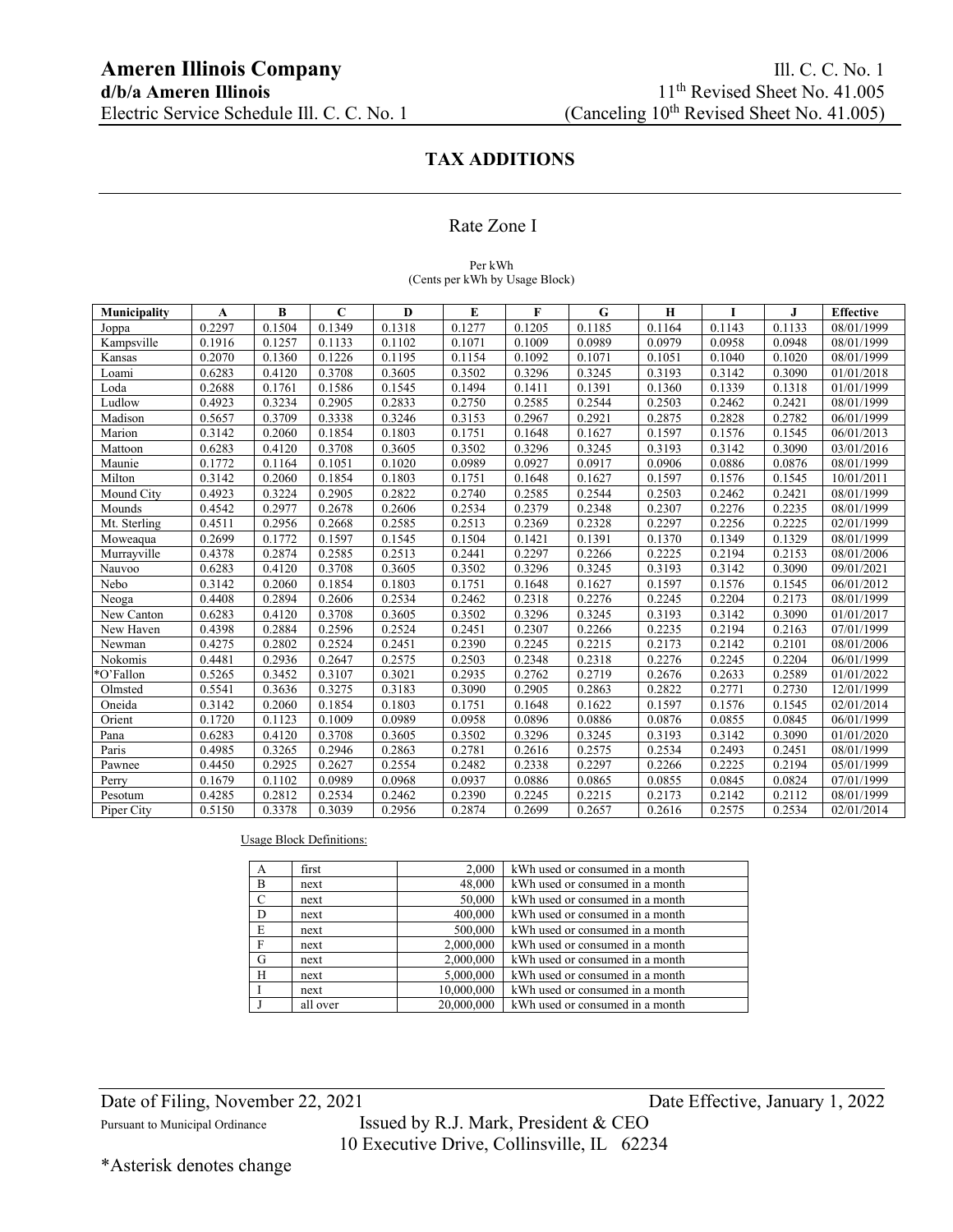**Ameren Illinois Company**
**d/b/a Ameren Illinois**
Electric Service Schedule Ill. C. C. No. 1

Ill. C. C. No. 1
11th Revised Sheet No. 41.005
(Canceling 10th Revised Sheet No. 41.005)

## TAX ADDITIONS

### Rate Zone I

Per kWh
(Cents per kWh by Usage Block)

| Municipality | A | B | C | D | E | F | G | H | I | J | Effective |
|---|---|---|---|---|---|---|---|---|---|---|---|
| Joppa | 0.2297 | 0.1504 | 0.1349 | 0.1318 | 0.1277 | 0.1205 | 0.1185 | 0.1164 | 0.1143 | 0.1133 | 08/01/1999 |
| Kampsville | 0.1916 | 0.1257 | 0.1133 | 0.1102 | 0.1071 | 0.1009 | 0.0989 | 0.0979 | 0.0958 | 0.0948 | 08/01/1999 |
| Kansas | 0.2070 | 0.1360 | 0.1226 | 0.1195 | 0.1154 | 0.1092 | 0.1071 | 0.1051 | 0.1040 | 0.1020 | 08/01/1999 |
| Loami | 0.6283 | 0.4120 | 0.3708 | 0.3605 | 0.3502 | 0.3296 | 0.3245 | 0.3193 | 0.3142 | 0.3090 | 01/01/2018 |
| Loda | 0.2688 | 0.1761 | 0.1586 | 0.1545 | 0.1494 | 0.1411 | 0.1391 | 0.1360 | 0.1339 | 0.1318 | 01/01/1999 |
| Ludlow | 0.4923 | 0.3234 | 0.2905 | 0.2833 | 0.2750 | 0.2585 | 0.2544 | 0.2503 | 0.2462 | 0.2421 | 08/01/1999 |
| Madison | 0.5657 | 0.3709 | 0.3338 | 0.3246 | 0.3153 | 0.2967 | 0.2921 | 0.2875 | 0.2828 | 0.2782 | 06/01/1999 |
| Marion | 0.3142 | 0.2060 | 0.1854 | 0.1803 | 0.1751 | 0.1648 | 0.1627 | 0.1597 | 0.1576 | 0.1545 | 06/01/2013 |
| Mattoon | 0.6283 | 0.4120 | 0.3708 | 0.3605 | 0.3502 | 0.3296 | 0.3245 | 0.3193 | 0.3142 | 0.3090 | 03/01/2016 |
| Maunie | 0.1772 | 0.1164 | 0.1051 | 0.1020 | 0.0989 | 0.0927 | 0.0917 | 0.0906 | 0.0886 | 0.0876 | 08/01/1999 |
| Milton | 0.3142 | 0.2060 | 0.1854 | 0.1803 | 0.1751 | 0.1648 | 0.1627 | 0.1597 | 0.1576 | 0.1545 | 10/01/2011 |
| Mound City | 0.4923 | 0.3224 | 0.2905 | 0.2822 | 0.2740 | 0.2585 | 0.2544 | 0.2503 | 0.2462 | 0.2421 | 08/01/1999 |
| Mounds | 0.4542 | 0.2977 | 0.2678 | 0.2606 | 0.2534 | 0.2379 | 0.2348 | 0.2307 | 0.2276 | 0.2235 | 08/01/1999 |
| Mt. Sterling | 0.4511 | 0.2956 | 0.2668 | 0.2585 | 0.2513 | 0.2369 | 0.2328 | 0.2297 | 0.2256 | 0.2225 | 02/01/1999 |
| Moweaqua | 0.2699 | 0.1772 | 0.1597 | 0.1545 | 0.1504 | 0.1421 | 0.1391 | 0.1370 | 0.1349 | 0.1329 | 08/01/1999 |
| Murrayville | 0.4378 | 0.2874 | 0.2585 | 0.2513 | 0.2441 | 0.2297 | 0.2266 | 0.2225 | 0.2194 | 0.2153 | 08/01/2006 |
| Nauvoo | 0.6283 | 0.4120 | 0.3708 | 0.3605 | 0.3502 | 0.3296 | 0.3245 | 0.3193 | 0.3142 | 0.3090 | 09/01/2021 |
| Nebo | 0.3142 | 0.2060 | 0.1854 | 0.1803 | 0.1751 | 0.1648 | 0.1627 | 0.1597 | 0.1576 | 0.1545 | 06/01/2012 |
| Neoga | 0.4408 | 0.2894 | 0.2606 | 0.2534 | 0.2462 | 0.2318 | 0.2276 | 0.2245 | 0.2204 | 0.2173 | 08/01/1999 |
| New Canton | 0.6283 | 0.4120 | 0.3708 | 0.3605 | 0.3502 | 0.3296 | 0.3245 | 0.3193 | 0.3142 | 0.3090 | 01/01/2017 |
| New Haven | 0.4398 | 0.2884 | 0.2596 | 0.2524 | 0.2451 | 0.2307 | 0.2266 | 0.2235 | 0.2194 | 0.2163 | 07/01/1999 |
| Newman | 0.4275 | 0.2802 | 0.2524 | 0.2451 | 0.2390 | 0.2245 | 0.2215 | 0.2173 | 0.2142 | 0.2101 | 08/01/2006 |
| Nokomis | 0.4481 | 0.2936 | 0.2647 | 0.2575 | 0.2503 | 0.2348 | 0.2318 | 0.2276 | 0.2245 | 0.2204 | 06/01/1999 |
| *O'Fallon | 0.5265 | 0.3452 | 0.3107 | 0.3021 | 0.2935 | 0.2762 | 0.2719 | 0.2676 | 0.2633 | 0.2589 | 01/01/2022 |
| Olmsted | 0.5541 | 0.3636 | 0.3275 | 0.3183 | 0.3090 | 0.2905 | 0.2863 | 0.2822 | 0.2771 | 0.2730 | 12/01/1999 |
| Oneida | 0.3142 | 0.2060 | 0.1854 | 0.1803 | 0.1751 | 0.1648 | 0.1622 | 0.1597 | 0.1576 | 0.1545 | 02/01/2014 |
| Orient | 0.1720 | 0.1123 | 0.1009 | 0.0989 | 0.0958 | 0.0896 | 0.0886 | 0.0876 | 0.0855 | 0.0845 | 06/01/1999 |
| Pana | 0.6283 | 0.4120 | 0.3708 | 0.3605 | 0.3502 | 0.3296 | 0.3245 | 0.3193 | 0.3142 | 0.3090 | 01/01/2020 |
| Paris | 0.4985 | 0.3265 | 0.2946 | 0.2863 | 0.2781 | 0.2616 | 0.2575 | 0.2534 | 0.2493 | 0.2451 | 08/01/1999 |
| Pawnee | 0.4450 | 0.2925 | 0.2627 | 0.2554 | 0.2482 | 0.2338 | 0.2297 | 0.2266 | 0.2225 | 0.2194 | 05/01/1999 |
| Perry | 0.1679 | 0.1102 | 0.0989 | 0.0968 | 0.0937 | 0.0886 | 0.0865 | 0.0855 | 0.0845 | 0.0824 | 07/01/1999 |
| Pesotum | 0.4285 | 0.2812 | 0.2534 | 0.2462 | 0.2390 | 0.2245 | 0.2215 | 0.2173 | 0.2142 | 0.2112 | 08/01/1999 |
| Piper City | 0.5150 | 0.3378 | 0.3039 | 0.2956 | 0.2874 | 0.2699 | 0.2657 | 0.2616 | 0.2575 | 0.2534 | 02/01/2014 |

Usage Block Definitions:

| | | | |
|---|---|---|---|
| A | first | 2,000 | kWh used or consumed in a month |
| B | next | 48,000 | kWh used or consumed in a month |
| C | next | 50,000 | kWh used or consumed in a month |
| D | next | 400,000 | kWh used or consumed in a month |
| E | next | 500,000 | kWh used or consumed in a month |
| F | next | 2,000,000 | kWh used or consumed in a month |
| G | next | 2,000,000 | kWh used or consumed in a month |
| H | next | 5,000,000 | kWh used or consumed in a month |
| I | next | 10,000,000 | kWh used or consumed in a month |
| J | all over | 20,000,000 | kWh used or consumed in a month |

Date of Filing, November 22, 2021 Date Effective, January 1, 2022

Pursuant to Municipal Ordinance

Issued by R.J. Mark, President & CEO
10 Executive Drive, Collinsville, IL 62234

*Asterisk denotes change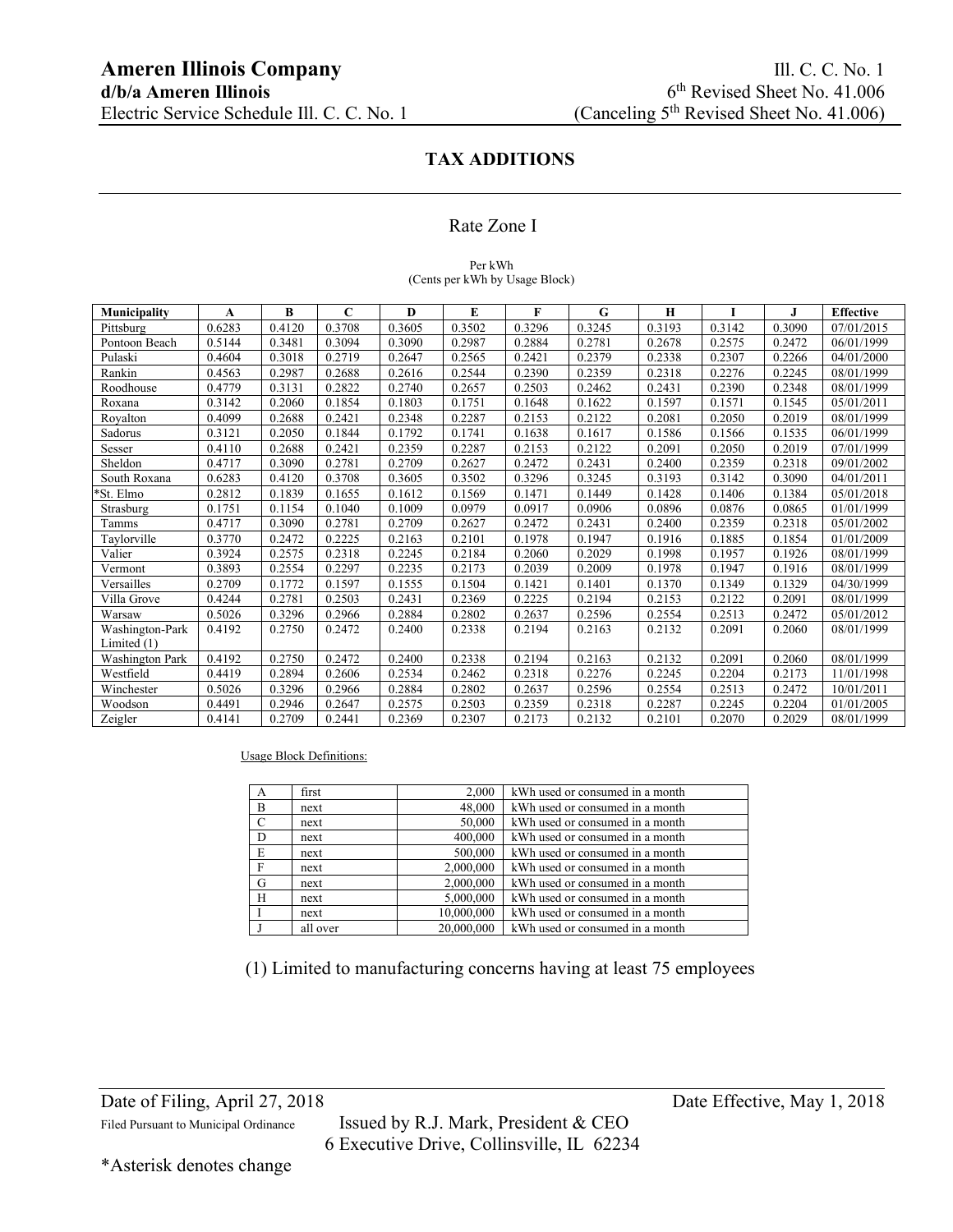Ameren Illinois Company
d/b/a Ameren Illinois
Electric Service Schedule Ill. C. C. No. 1

Ill. C. C. No. 1
6th Revised Sheet No. 41.006
(Canceling 5th Revised Sheet No. 41.006)

## TAX ADDITIONS

### Rate Zone I

Per kWh
(Cents per kWh by Usage Block)

| Municipality | A | B | C | D | E | F | G | H | I | J | Effective |
|---|---|---|---|---|---|---|---|---|---|---|---|
| Pittsburg | 0.6283 | 0.4120 | 0.3708 | 0.3605 | 0.3502 | 0.3296 | 0.3245 | 0.3193 | 0.3142 | 0.3090 | 07/01/2015 |
| Pontoon Beach | 0.5144 | 0.3481 | 0.3094 | 0.3090 | 0.2987 | 0.2884 | 0.2781 | 0.2678 | 0.2575 | 0.2472 | 06/01/1999 |
| Pulaski | 0.4604 | 0.3018 | 0.2719 | 0.2647 | 0.2565 | 0.2421 | 0.2379 | 0.2338 | 0.2307 | 0.2266 | 04/01/2000 |
| Rankin | 0.4563 | 0.2987 | 0.2688 | 0.2616 | 0.2544 | 0.2390 | 0.2359 | 0.2318 | 0.2276 | 0.2245 | 08/01/1999 |
| Roodhouse | 0.4779 | 0.3131 | 0.2822 | 0.2740 | 0.2657 | 0.2503 | 0.2462 | 0.2431 | 0.2390 | 0.2348 | 08/01/1999 |
| Roxana | 0.3142 | 0.2060 | 0.1854 | 0.1803 | 0.1751 | 0.1648 | 0.1622 | 0.1597 | 0.1571 | 0.1545 | 05/01/2011 |
| Royalton | 0.4099 | 0.2688 | 0.2421 | 0.2348 | 0.2287 | 0.2153 | 0.2122 | 0.2081 | 0.2050 | 0.2019 | 08/01/1999 |
| Sadorus | 0.3121 | 0.2050 | 0.1844 | 0.1792 | 0.1741 | 0.1638 | 0.1617 | 0.1586 | 0.1566 | 0.1535 | 06/01/1999 |
| Sesser | 0.4110 | 0.2688 | 0.2421 | 0.2359 | 0.2287 | 0.2153 | 0.2122 | 0.2091 | 0.2050 | 0.2019 | 07/01/1999 |
| Sheldon | 0.4717 | 0.3090 | 0.2781 | 0.2709 | 0.2627 | 0.2472 | 0.2431 | 0.2400 | 0.2359 | 0.2318 | 09/01/2002 |
| South Roxana | 0.6283 | 0.4120 | 0.3708 | 0.3605 | 0.3502 | 0.3296 | 0.3245 | 0.3193 | 0.3142 | 0.3090 | 04/01/2011 |
| *St. Elmo | 0.2812 | 0.1839 | 0.1655 | 0.1612 | 0.1569 | 0.1471 | 0.1449 | 0.1428 | 0.1406 | 0.1384 | 05/01/2018 |
| Strasburg | 0.1751 | 0.1154 | 0.1040 | 0.1009 | 0.0979 | 0.0917 | 0.0906 | 0.0896 | 0.0876 | 0.0865 | 01/01/1999 |
| Tamms | 0.4717 | 0.3090 | 0.2781 | 0.2709 | 0.2627 | 0.2472 | 0.2431 | 0.2400 | 0.2359 | 0.2318 | 05/01/2002 |
| Taylorville | 0.3770 | 0.2472 | 0.2225 | 0.2163 | 0.2101 | 0.1978 | 0.1947 | 0.1916 | 0.1885 | 0.1854 | 01/01/2009 |
| Valier | 0.3924 | 0.2575 | 0.2318 | 0.2245 | 0.2184 | 0.2060 | 0.2029 | 0.1998 | 0.1957 | 0.1926 | 08/01/1999 |
| Vermont | 0.3893 | 0.2554 | 0.2297 | 0.2235 | 0.2173 | 0.2039 | 0.2009 | 0.1978 | 0.1947 | 0.1916 | 08/01/1999 |
| Versailles | 0.2709 | 0.1772 | 0.1597 | 0.1555 | 0.1504 | 0.1421 | 0.1401 | 0.1370 | 0.1349 | 0.1329 | 04/30/1999 |
| Villa Grove | 0.4244 | 0.2781 | 0.2503 | 0.2431 | 0.2369 | 0.2225 | 0.2194 | 0.2153 | 0.2122 | 0.2091 | 08/01/1999 |
| Warsaw | 0.5026 | 0.3296 | 0.2966 | 0.2884 | 0.2802 | 0.2637 | 0.2596 | 0.2554 | 0.2513 | 0.2472 | 05/01/2012 |
| Washington-Park Limited (1) | 0.4192 | 0.2750 | 0.2472 | 0.2400 | 0.2338 | 0.2194 | 0.2163 | 0.2132 | 0.2091 | 0.2060 | 08/01/1999 |
| Washington Park | 0.4192 | 0.2750 | 0.2472 | 0.2400 | 0.2338 | 0.2194 | 0.2163 | 0.2132 | 0.2091 | 0.2060 | 08/01/1999 |
| Westfield | 0.4419 | 0.2894 | 0.2606 | 0.2534 | 0.2462 | 0.2318 | 0.2276 | 0.2245 | 0.2204 | 0.2173 | 11/01/1998 |
| Winchester | 0.5026 | 0.3296 | 0.2966 | 0.2884 | 0.2802 | 0.2637 | 0.2596 | 0.2554 | 0.2513 | 0.2472 | 10/01/2011 |
| Woodson | 0.4491 | 0.2946 | 0.2647 | 0.2575 | 0.2503 | 0.2359 | 0.2318 | 0.2287 | 0.2245 | 0.2204 | 01/01/2005 |
| Zeigler | 0.4141 | 0.2709 | 0.2441 | 0.2369 | 0.2307 | 0.2173 | 0.2132 | 0.2101 | 0.2070 | 0.2029 | 08/01/1999 |

Usage Block Definitions:

| | | | |
|---|---|---|---|
| A | first | 2,000 | kWh used or consumed in a month |
| B | next | 48,000 | kWh used or consumed in a month |
| C | next | 50,000 | kWh used or consumed in a month |
| D | next | 400,000 | kWh used or consumed in a month |
| E | next | 500,000 | kWh used or consumed in a month |
| F | next | 2,000,000 | kWh used or consumed in a month |
| G | next | 2,000,000 | kWh used or consumed in a month |
| H | next | 5,000,000 | kWh used or consumed in a month |
| I | next | 10,000,000 | kWh used or consumed in a month |
| J | all over | 20,000,000 | kWh used or consumed in a month |

(1) Limited to manufacturing concerns having at least 75 employees

Date of Filing, April 27, 2018 | Date Effective, May 1, 2018

Filed Pursuant to Municipal Ordinance | Issued by R.J. Mark, President & CEO
6 Executive Drive, Collinsville, IL 62234

*Asterisk denotes change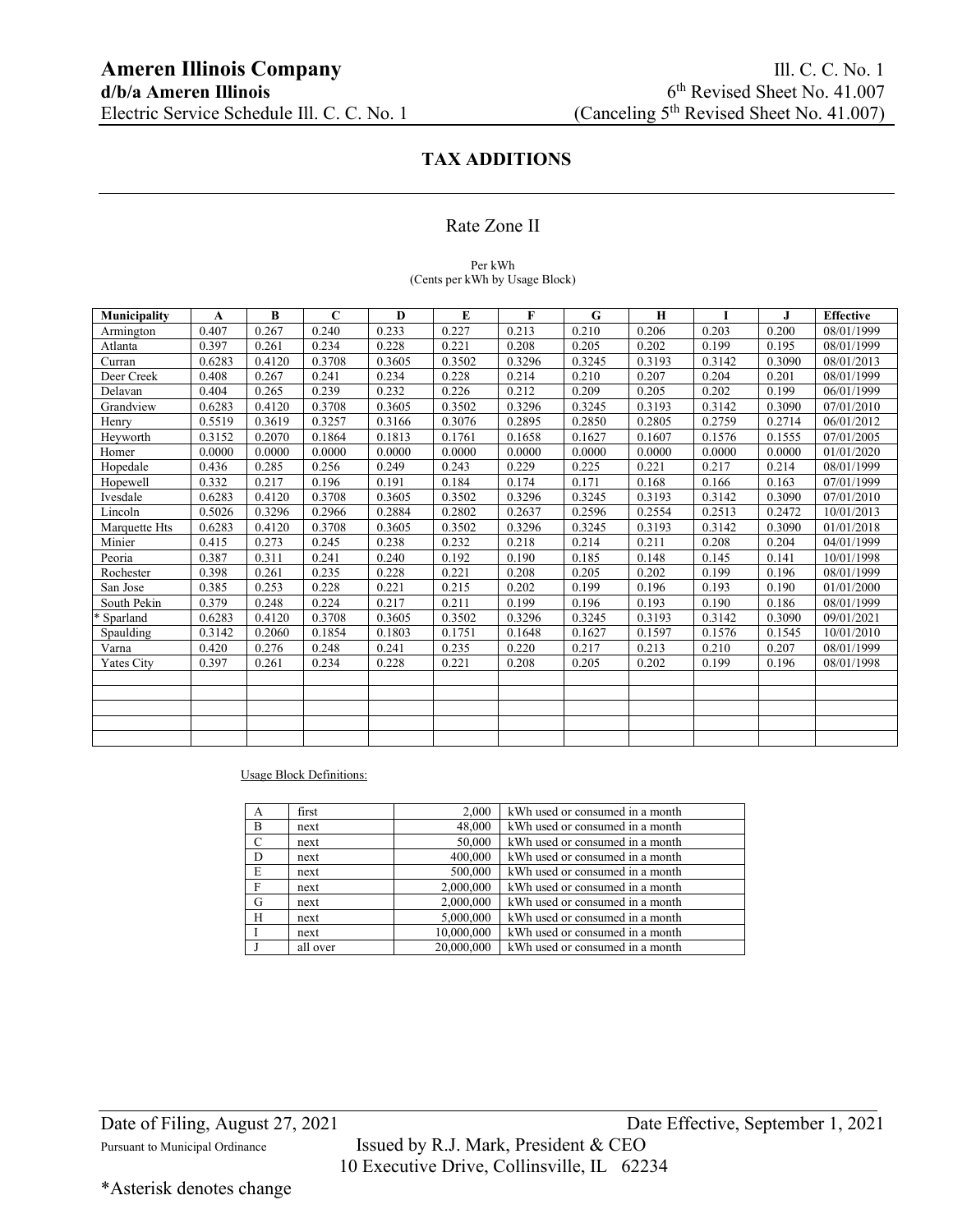**Ameren Illinois Company**
**d/b/a Ameren Illinois**
Electric Service Schedule Ill. C. C. No. 1

Ill. C. C. No. 1
6th Revised Sheet No. 41.007
(Canceling 5th Revised Sheet No. 41.007)

## TAX ADDITIONS

### Rate Zone II

Per kWh
(Cents per kWh by Usage Block)

| Municipality | A | B | C | D | E | F | G | H | I | J | Effective |
|---|---|---|---|---|---|---|---|---|---|---|---|
| Armington | 0.407 | 0.267 | 0.240 | 0.233 | 0.227 | 0.213 | 0.210 | 0.206 | 0.203 | 0.200 | 08/01/1999 |
| Atlanta | 0.397 | 0.261 | 0.234 | 0.228 | 0.221 | 0.208 | 0.205 | 0.202 | 0.199 | 0.195 | 08/01/1999 |
| Curran | 0.6283 | 0.4120 | 0.3708 | 0.3605 | 0.3502 | 0.3296 | 0.3245 | 0.3193 | 0.3142 | 0.3090 | 08/01/2013 |
| Deer Creek | 0.408 | 0.267 | 0.241 | 0.234 | 0.228 | 0.214 | 0.210 | 0.207 | 0.204 | 0.201 | 08/01/1999 |
| Delavan | 0.404 | 0.265 | 0.239 | 0.232 | 0.226 | 0.212 | 0.209 | 0.205 | 0.202 | 0.199 | 06/01/1999 |
| Grandview | 0.6283 | 0.4120 | 0.3708 | 0.3605 | 0.3502 | 0.3296 | 0.3245 | 0.3193 | 0.3142 | 0.3090 | 07/01/2010 |
| Henry | 0.5519 | 0.3619 | 0.3257 | 0.3166 | 0.3076 | 0.2895 | 0.2850 | 0.2805 | 0.2759 | 0.2714 | 06/01/2012 |
| Heyworth | 0.3152 | 0.2070 | 0.1864 | 0.1813 | 0.1761 | 0.1658 | 0.1627 | 0.1607 | 0.1576 | 0.1555 | 07/01/2005 |
| Homer | 0.0000 | 0.0000 | 0.0000 | 0.0000 | 0.0000 | 0.0000 | 0.0000 | 0.0000 | 0.0000 | 0.0000 | 01/01/2020 |
| Hopedale | 0.436 | 0.285 | 0.256 | 0.249 | 0.243 | 0.229 | 0.225 | 0.221 | 0.217 | 0.214 | 08/01/1999 |
| Hopewell | 0.332 | 0.217 | 0.196 | 0.191 | 0.184 | 0.174 | 0.171 | 0.168 | 0.166 | 0.163 | 07/01/1999 |
| Ivesdale | 0.6283 | 0.4120 | 0.3708 | 0.3605 | 0.3502 | 0.3296 | 0.3245 | 0.3193 | 0.3142 | 0.3090 | 07/01/2010 |
| Lincoln | 0.5026 | 0.3296 | 0.2966 | 0.2884 | 0.2802 | 0.2637 | 0.2596 | 0.2554 | 0.2513 | 0.2472 | 10/01/2013 |
| Marquette Hts | 0.6283 | 0.4120 | 0.3708 | 0.3605 | 0.3502 | 0.3296 | 0.3245 | 0.3193 | 0.3142 | 0.3090 | 01/01/2018 |
| Minier | 0.415 | 0.273 | 0.245 | 0.238 | 0.232 | 0.218 | 0.214 | 0.211 | 0.208 | 0.204 | 04/01/1999 |
| Peoria | 0.387 | 0.311 | 0.241 | 0.240 | 0.192 | 0.190 | 0.185 | 0.148 | 0.145 | 0.141 | 10/01/1998 |
| Rochester | 0.398 | 0.261 | 0.235 | 0.228 | 0.221 | 0.208 | 0.205 | 0.202 | 0.199 | 0.196 | 08/01/1999 |
| San Jose | 0.385 | 0.253 | 0.228 | 0.221 | 0.215 | 0.202 | 0.199 | 0.196 | 0.193 | 0.190 | 01/01/2000 |
| South Pekin | 0.379 | 0.248 | 0.224 | 0.217 | 0.211 | 0.199 | 0.196 | 0.193 | 0.190 | 0.186 | 08/01/1999 |
| * Sparland | 0.6283 | 0.4120 | 0.3708 | 0.3605 | 0.3502 | 0.3296 | 0.3245 | 0.3193 | 0.3142 | 0.3090 | 09/01/2021 |
| Spaulding | 0.3142 | 0.2060 | 0.1854 | 0.1803 | 0.1751 | 0.1648 | 0.1627 | 0.1597 | 0.1576 | 0.1545 | 10/01/2010 |
| Varna | 0.420 | 0.276 | 0.248 | 0.241 | 0.235 | 0.220 | 0.217 | 0.213 | 0.210 | 0.207 | 08/01/1999 |
| Yates City | 0.397 | 0.261 | 0.234 | 0.228 | 0.221 | 0.208 | 0.205 | 0.202 | 0.199 | 0.196 | 08/01/1998 |
| | | | | | | | | | | | |
| | | | | | | | | | | | |
| | | | | | | | | | | | |
| | | | | | | | | | | | |
| | | | | | | | | | | | |

Usage Block Definitions:

| | | | |
|---|---|---|---|
| A | first | 2,000 | kWh used or consumed in a month |
| B | next | 48,000 | kWh used or consumed in a month |
| C | next | 50,000 | kWh used or consumed in a month |
| D | next | 400,000 | kWh used or consumed in a month |
| E | next | 500,000 | kWh used or consumed in a month |
| F | next | 2,000,000 | kWh used or consumed in a month |
| G | next | 2,000,000 | kWh used or consumed in a month |
| H | next | 5,000,000 | kWh used or consumed in a month |
| I | next | 10,000,000 | kWh used or consumed in a month |
| J | all over | 20,000,000 | kWh used or consumed in a month |

Date of Filing, August 27, 2021 — Date Effective, September 1, 2021

Pursuant to Municipal Ordinance

Issued by R.J. Mark, President & CEO
10 Executive Drive, Collinsville, IL 62234

*Asterisk denotes change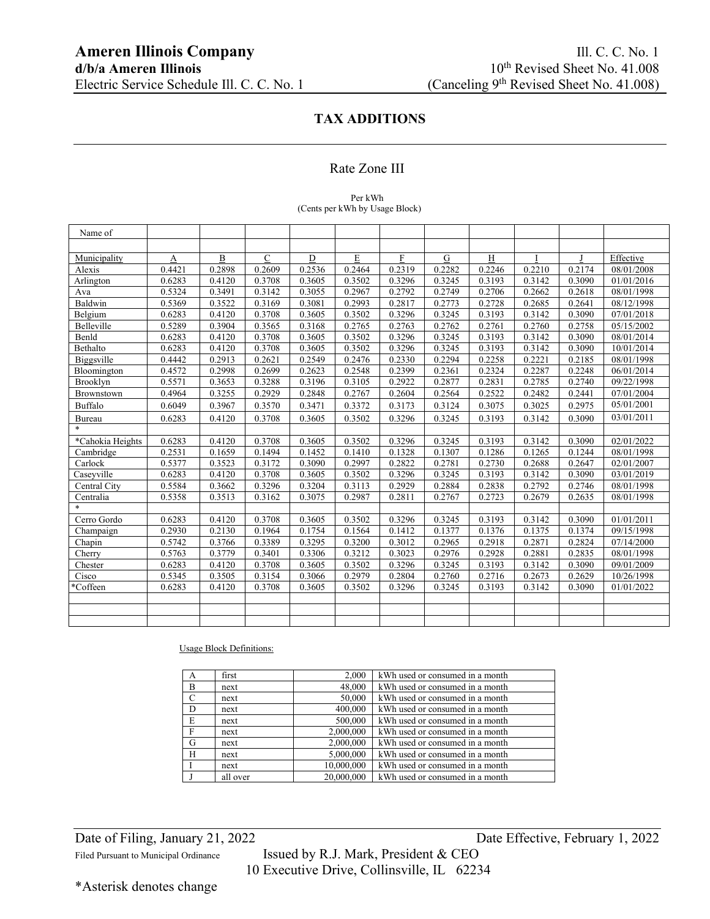Ameren Illinois Company
d/b/a Ameren Illinois
Electric Service Schedule Ill. C. C. No. 1

Ill. C. C. No. 1
10th Revised Sheet No. 41.008
(Canceling 9th Revised Sheet No. 41.008)

## TAX ADDITIONS

### Rate Zone III

Per kWh
(Cents per kWh by Usage Block)

| Name of Municipality | A | B | C | D | E | F | G | H | I | J | Effective |
|---|---|---|---|---|---|---|---|---|---|---|---|
| Alexis | 0.4421 | 0.2898 | 0.2609 | 0.2536 | 0.2464 | 0.2319 | 0.2282 | 0.2246 | 0.2210 | 0.2174 | 08/01/2008 |
| Arlington | 0.6283 | 0.4120 | 0.3708 | 0.3605 | 0.3502 | 0.3296 | 0.3245 | 0.3193 | 0.3142 | 0.3090 | 01/01/2016 |
| Ava | 0.5324 | 0.3491 | 0.3142 | 0.3055 | 0.2967 | 0.2792 | 0.2749 | 0.2706 | 0.2662 | 0.2618 | 08/01/1998 |
| Baldwin | 0.5369 | 0.3522 | 0.3169 | 0.3081 | 0.2993 | 0.2817 | 0.2773 | 0.2728 | 0.2685 | 0.2641 | 08/12/1998 |
| Belgium | 0.6283 | 0.4120 | 0.3708 | 0.3605 | 0.3502 | 0.3296 | 0.3245 | 0.3193 | 0.3142 | 0.3090 | 07/01/2018 |
| Belleville | 0.5289 | 0.3904 | 0.3565 | 0.3168 | 0.2765 | 0.2763 | 0.2762 | 0.2761 | 0.2760 | 0.2758 | 05/15/2002 |
| Benld | 0.6283 | 0.4120 | 0.3708 | 0.3605 | 0.3502 | 0.3296 | 0.3245 | 0.3193 | 0.3142 | 0.3090 | 08/01/2014 |
| Bethalto | 0.6283 | 0.4120 | 0.3708 | 0.3605 | 0.3502 | 0.3296 | 0.3245 | 0.3193 | 0.3142 | 0.3090 | 10/01/2014 |
| Biggsville | 0.4442 | 0.2913 | 0.2621 | 0.2549 | 0.2476 | 0.2330 | 0.2294 | 0.2258 | 0.2221 | 0.2185 | 08/01/1998 |
| Bloomington | 0.4572 | 0.2998 | 0.2699 | 0.2623 | 0.2548 | 0.2399 | 0.2361 | 0.2324 | 0.2287 | 0.2248 | 06/01/2014 |
| Brooklyn | 0.5571 | 0.3653 | 0.3288 | 0.3196 | 0.3105 | 0.2922 | 0.2877 | 0.2831 | 0.2785 | 0.2740 | 09/22/1998 |
| Brownstown | 0.4964 | 0.3255 | 0.2929 | 0.2848 | 0.2767 | 0.2604 | 0.2564 | 0.2522 | 0.2482 | 0.2441 | 07/01/2004 |
| Buffalo | 0.6049 | 0.3967 | 0.3570 | 0.3471 | 0.3372 | 0.3173 | 0.3124 | 0.3075 | 0.3025 | 0.2975 | 05/01/2001 |
| Bureau | 0.6283 | 0.4120 | 0.3708 | 0.3605 | 0.3502 | 0.3296 | 0.3245 | 0.3193 | 0.3142 | 0.3090 | 03/01/2011 |
| * | | | | | | | | | | | |
| *Cahokia Heights | 0.6283 | 0.4120 | 0.3708 | 0.3605 | 0.3502 | 0.3296 | 0.3245 | 0.3193 | 0.3142 | 0.3090 | 02/01/2022 |
| Cambridge | 0.2531 | 0.1659 | 0.1494 | 0.1452 | 0.1410 | 0.1328 | 0.1307 | 0.1286 | 0.1265 | 0.1244 | 08/01/1998 |
| Carlock | 0.5377 | 0.3523 | 0.3172 | 0.3090 | 0.2997 | 0.2822 | 0.2781 | 0.2730 | 0.2688 | 0.2647 | 02/01/2007 |
| Caseyville | 0.6283 | 0.4120 | 0.3708 | 0.3605 | 0.3502 | 0.3296 | 0.3245 | 0.3193 | 0.3142 | 0.3090 | 03/01/2019 |
| Central City | 0.5584 | 0.3662 | 0.3296 | 0.3204 | 0.3113 | 0.2929 | 0.2884 | 0.2838 | 0.2792 | 0.2746 | 08/01/1998 |
| Centralia | 0.5358 | 0.3513 | 0.3162 | 0.3075 | 0.2987 | 0.2811 | 0.2767 | 0.2723 | 0.2679 | 0.2635 | 08/01/1998 |
| * | | | | | | | | | | | |
| Cerro Gordo | 0.6283 | 0.4120 | 0.3708 | 0.3605 | 0.3502 | 0.3296 | 0.3245 | 0.3193 | 0.3142 | 0.3090 | 01/01/2011 |
| Champaign | 0.2930 | 0.2130 | 0.1964 | 0.1754 | 0.1564 | 0.1412 | 0.1377 | 0.1376 | 0.1375 | 0.1374 | 09/15/1998 |
| Chapin | 0.5742 | 0.3766 | 0.3389 | 0.3295 | 0.3200 | 0.3012 | 0.2965 | 0.2918 | 0.2871 | 0.2824 | 07/14/2000 |
| Cherry | 0.5763 | 0.3779 | 0.3401 | 0.3306 | 0.3212 | 0.3023 | 0.2976 | 0.2928 | 0.2881 | 0.2835 | 08/01/1998 |
| Chester | 0.6283 | 0.4120 | 0.3708 | 0.3605 | 0.3502 | 0.3296 | 0.3245 | 0.3193 | 0.3142 | 0.3090 | 09/01/2009 |
| Cisco | 0.5345 | 0.3505 | 0.3154 | 0.3066 | 0.2979 | 0.2804 | 0.2760 | 0.2716 | 0.2673 | 0.2629 | 10/26/1998 |
| *Coffeen | 0.6283 | 0.4120 | 0.3708 | 0.3605 | 0.3502 | 0.3296 | 0.3245 | 0.3193 | 0.3142 | 0.3090 | 01/01/2022 |

Usage Block Definitions:

| | | | |
|---|---|---|---|
| A | first | 2,000 | kWh used or consumed in a month |
| B | next | 48,000 | kWh used or consumed in a month |
| C | next | 50,000 | kWh used or consumed in a month |
| D | next | 400,000 | kWh used or consumed in a month |
| E | next | 500,000 | kWh used or consumed in a month |
| F | next | 2,000,000 | kWh used or consumed in a month |
| G | next | 2,000,000 | kWh used or consumed in a month |
| H | next | 5,000,000 | kWh used or consumed in a month |
| I | next | 10,000,000 | kWh used or consumed in a month |
| J | all over | 20,000,000 | kWh used or consumed in a month |

Date of Filing, January 21, 2022 — Date Effective, February 1, 2022

Filed Pursuant to Municipal Ordinance — Issued by R.J. Mark, President & CEO
10 Executive Drive, Collinsville, IL 62234

*Asterisk denotes change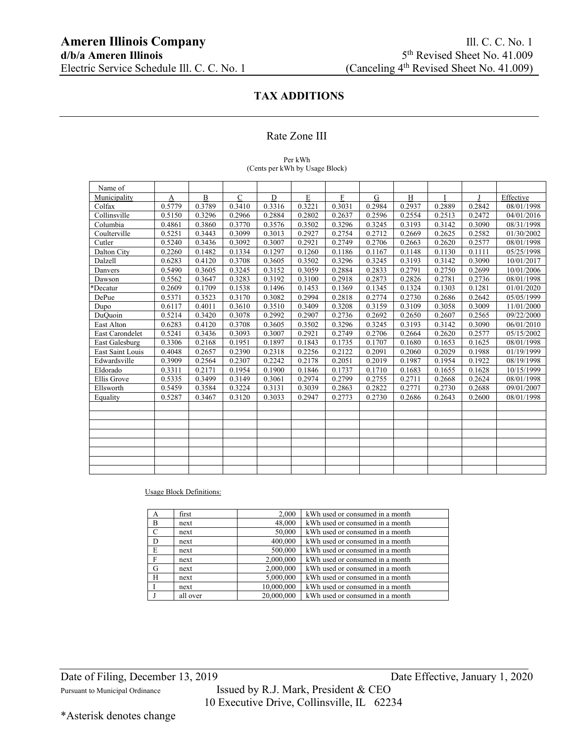**Ameren Illinois Company**
**d/b/a Ameren Illinois**
Electric Service Schedule Ill. C. C. No. 1

Ill. C. C. No. 1
5th Revised Sheet No. 41.009
(Canceling 4th Revised Sheet No. 41.009)

## TAX ADDITIONS

### Rate Zone III

Per kWh
(Cents per kWh by Usage Block)

| Name of Municipality | A | B | C | D | E | F | G | H | I | J | Effective |
|---|---|---|---|---|---|---|---|---|---|---|---|
| Colfax | 0.5779 | 0.3789 | 0.3410 | 0.3316 | 0.3221 | 0.3031 | 0.2984 | 0.2937 | 0.2889 | 0.2842 | 08/01/1998 |
| Collinsville | 0.5150 | 0.3296 | 0.2966 | 0.2884 | 0.2802 | 0.2637 | 0.2596 | 0.2554 | 0.2513 | 0.2472 | 04/01/2016 |
| Columbia | 0.4861 | 0.3860 | 0.3770 | 0.3576 | 0.3502 | 0.3296 | 0.3245 | 0.3193 | 0.3142 | 0.3090 | 08/31/1998 |
| Coulterville | 0.5251 | 0.3443 | 0.3099 | 0.3013 | 0.2927 | 0.2754 | 0.2712 | 0.2669 | 0.2625 | 0.2582 | 01/30/2002 |
| Cutler | 0.5240 | 0.3436 | 0.3092 | 0.3007 | 0.2921 | 0.2749 | 0.2706 | 0.2663 | 0.2620 | 0.2577 | 08/01/1998 |
| Dalton City | 0.2260 | 0.1482 | 0.1334 | 0.1297 | 0.1260 | 0.1186 | 0.1167 | 0.1148 | 0.1130 | 0.1111 | 05/25/1998 |
| Dalzell | 0.6283 | 0.4120 | 0.3708 | 0.3605 | 0.3502 | 0.3296 | 0.3245 | 0.3193 | 0.3142 | 0.3090 | 10/01/2017 |
| Danvers | 0.5490 | 0.3605 | 0.3245 | 0.3152 | 0.3059 | 0.2884 | 0.2833 | 0.2791 | 0.2750 | 0.2699 | 10/01/2006 |
| Dawson | 0.5562 | 0.3647 | 0.3283 | 0.3192 | 0.3100 | 0.2918 | 0.2873 | 0.2826 | 0.2781 | 0.2736 | 08/01/1998 |
| *Decatur | 0.2609 | 0.1709 | 0.1538 | 0.1496 | 0.1453 | 0.1369 | 0.1345 | 0.1324 | 0.1303 | 0.1281 | 01/01/2020 |
| DePue | 0.5371 | 0.3523 | 0.3170 | 0.3082 | 0.2994 | 0.2818 | 0.2774 | 0.2730 | 0.2686 | 0.2642 | 05/05/1999 |
| Dupo | 0.6117 | 0.4011 | 0.3610 | 0.3510 | 0.3409 | 0.3208 | 0.3159 | 0.3109 | 0.3058 | 0.3009 | 11/01/2000 |
| DuQuoin | 0.5214 | 0.3420 | 0.3078 | 0.2992 | 0.2907 | 0.2736 | 0.2692 | 0.2650 | 0.2607 | 0.2565 | 09/22/2000 |
| East Alton | 0.6283 | 0.4120 | 0.3708 | 0.3605 | 0.3502 | 0.3296 | 0.3245 | 0.3193 | 0.3142 | 0.3090 | 06/01/2010 |
| East Carondelet | 0.5241 | 0.3436 | 0.3093 | 0.3007 | 0.2921 | 0.2749 | 0.2706 | 0.2664 | 0.2620 | 0.2577 | 05/15/2002 |
| East Galesburg | 0.3306 | 0.2168 | 0.1951 | 0.1897 | 0.1843 | 0.1735 | 0.1707 | 0.1680 | 0.1653 | 0.1625 | 08/01/1998 |
| East Saint Louis | 0.4048 | 0.2657 | 0.2390 | 0.2318 | 0.2256 | 0.2122 | 0.2091 | 0.2060 | 0.2029 | 0.1988 | 01/19/1999 |
| Edwardsville | 0.3909 | 0.2564 | 0.2307 | 0.2242 | 0.2178 | 0.2051 | 0.2019 | 0.1987 | 0.1954 | 0.1922 | 08/19/1998 |
| Eldorado | 0.3311 | 0.2171 | 0.1954 | 0.1900 | 0.1846 | 0.1737 | 0.1710 | 0.1683 | 0.1655 | 0.1628 | 10/15/1999 |
| Ellis Grove | 0.5335 | 0.3499 | 0.3149 | 0.3061 | 0.2974 | 0.2799 | 0.2755 | 0.2711 | 0.2668 | 0.2624 | 08/01/1998 |
| Ellsworth | 0.5459 | 0.3584 | 0.3224 | 0.3131 | 0.3039 | 0.2863 | 0.2822 | 0.2771 | 0.2730 | 0.2688 | 09/01/2007 |
| Equality | 0.5287 | 0.3467 | 0.3120 | 0.3033 | 0.2947 | 0.2773 | 0.2730 | 0.2686 | 0.2643 | 0.2600 | 08/01/1998 |

Usage Block Definitions:

| | | | |
|---|---|---|---|
| A | first | 2,000 | kWh used or consumed in a month |
| B | next | 48,000 | kWh used or consumed in a month |
| C | next | 50,000 | kWh used or consumed in a month |
| D | next | 400,000 | kWh used or consumed in a month |
| E | next | 500,000 | kWh used or consumed in a month |
| F | next | 2,000,000 | kWh used or consumed in a month |
| G | next | 2,000,000 | kWh used or consumed in a month |
| H | next | 5,000,000 | kWh used or consumed in a month |
| I | next | 10,000,000 | kWh used or consumed in a month |
| J | all over | 20,000,000 | kWh used or consumed in a month |

Date of Filing, December 13, 2019 Date Effective, January 1, 2020

Pursuant to Municipal Ordinance Issued by R.J. Mark, President & CEO
10 Executive Drive, Collinsville, IL 62234

*Asterisk denotes change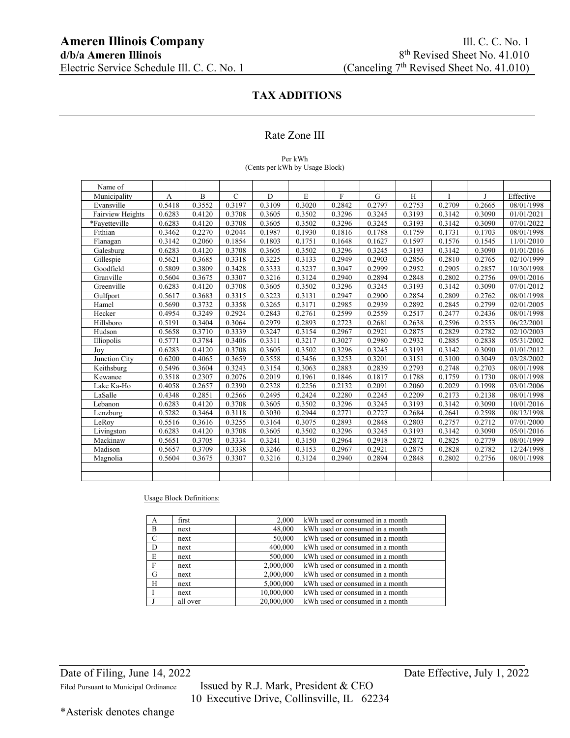**Ameren Illinois Company**
**d/b/a Ameren Illinois**
Electric Service Schedule Ill. C. C. No. 1

Ill. C. C. No. 1
8th Revised Sheet No. 41.010
(Canceling 7th Revised Sheet No. 41.010)

## TAX ADDITIONS

### Rate Zone III

Per kWh
(Cents per kWh by Usage Block)

| Name of Municipality | A | B | C | D | E | F | G | H | I | J | Effective |
|---|---|---|---|---|---|---|---|---|---|---|---|
| Evansville | 0.5418 | 0.3552 | 0.3197 | 0.3109 | 0.3020 | 0.2842 | 0.2797 | 0.2753 | 0.2709 | 0.2665 | 08/01/1998 |
| Fairview Heights | 0.6283 | 0.4120 | 0.3708 | 0.3605 | 0.3502 | 0.3296 | 0.3245 | 0.3193 | 0.3142 | 0.3090 | 01/01/2021 |
| *Fayetteville | 0.6283 | 0.4120 | 0.3708 | 0.3605 | 0.3502 | 0.3296 | 0.3245 | 0.3193 | 0.3142 | 0.3090 | 07/01/2022 |
| Fithian | 0.3462 | 0.2270 | 0.2044 | 0.1987 | 0.1930 | 0.1816 | 0.1788 | 0.1759 | 0.1731 | 0.1703 | 08/01/1998 |
| Flanagan | 0.3142 | 0.2060 | 0.1854 | 0.1803 | 0.1751 | 0.1648 | 0.1627 | 0.1597 | 0.1576 | 0.1545 | 11/01/2010 |
| Galesburg | 0.6283 | 0.4120 | 0.3708 | 0.3605 | 0.3502 | 0.3296 | 0.3245 | 0.3193 | 0.3142 | 0.3090 | 01/01/2016 |
| Gillespie | 0.5621 | 0.3685 | 0.3318 | 0.3225 | 0.3133 | 0.2949 | 0.2903 | 0.2856 | 0.2810 | 0.2765 | 02/10/1999 |
| Goodfield | 0.5809 | 0.3809 | 0.3428 | 0.3333 | 0.3237 | 0.3047 | 0.2999 | 0.2952 | 0.2905 | 0.2857 | 10/30/1998 |
| Granville | 0.5604 | 0.3675 | 0.3307 | 0.3216 | 0.3124 | 0.2940 | 0.2894 | 0.2848 | 0.2802 | 0.2756 | 09/01/2016 |
| Greenville | 0.6283 | 0.4120 | 0.3708 | 0.3605 | 0.3502 | 0.3296 | 0.3245 | 0.3193 | 0.3142 | 0.3090 | 07/01/2012 |
| Gulfport | 0.5617 | 0.3683 | 0.3315 | 0.3223 | 0.3131 | 0.2947 | 0.2900 | 0.2854 | 0.2809 | 0.2762 | 08/01/1998 |
| Hamel | 0.5690 | 0.3732 | 0.3358 | 0.3265 | 0.3171 | 0.2985 | 0.2939 | 0.2892 | 0.2845 | 0.2799 | 02/01/2005 |
| Hecker | 0.4954 | 0.3249 | 0.2924 | 0.2843 | 0.2761 | 0.2599 | 0.2559 | 0.2517 | 0.2477 | 0.2436 | 08/01/1998 |
| Hillsboro | 0.5191 | 0.3404 | 0.3064 | 0.2979 | 0.2893 | 0.2723 | 0.2681 | 0.2638 | 0.2596 | 0.2553 | 06/22/2001 |
| Hudson | 0.5658 | 0.3710 | 0.3339 | 0.3247 | 0.3154 | 0.2967 | 0.2921 | 0.2875 | 0.2829 | 0.2782 | 02/10/2003 |
| Illiopolis | 0.5771 | 0.3784 | 0.3406 | 0.3311 | 0.3217 | 0.3027 | 0.2980 | 0.2932 | 0.2885 | 0.2838 | 05/31/2002 |
| Joy | 0.6283 | 0.4120 | 0.3708 | 0.3605 | 0.3502 | 0.3296 | 0.3245 | 0.3193 | 0.3142 | 0.3090 | 01/01/2012 |
| Junction City | 0.6200 | 0.4065 | 0.3659 | 0.3558 | 0.3456 | 0.3253 | 0.3201 | 0.3151 | 0.3100 | 0.3049 | 03/28/2002 |
| Keithsburg | 0.5496 | 0.3604 | 0.3243 | 0.3154 | 0.3063 | 0.2883 | 0.2839 | 0.2793 | 0.2748 | 0.2703 | 08/01/1998 |
| Kewanee | 0.3518 | 0.2307 | 0.2076 | 0.2019 | 0.1961 | 0.1846 | 0.1817 | 0.1788 | 0.1759 | 0.1730 | 08/01/1998 |
| Lake Ka-Ho | 0.4058 | 0.2657 | 0.2390 | 0.2328 | 0.2256 | 0.2132 | 0.2091 | 0.2060 | 0.2029 | 0.1998 | 03/01/2006 |
| LaSalle | 0.4348 | 0.2851 | 0.2566 | 0.2495 | 0.2424 | 0.2280 | 0.2245 | 0.2209 | 0.2173 | 0.2138 | 08/01/1998 |
| Lebanon | 0.6283 | 0.4120 | 0.3708 | 0.3605 | 0.3502 | 0.3296 | 0.3245 | 0.3193 | 0.3142 | 0.3090 | 10/01/2016 |
| Lenzburg | 0.5282 | 0.3464 | 0.3118 | 0.3030 | 0.2944 | 0.2771 | 0.2727 | 0.2684 | 0.2641 | 0.2598 | 08/12/1998 |
| LeRoy | 0.5516 | 0.3616 | 0.3255 | 0.3164 | 0.3075 | 0.2893 | 0.2848 | 0.2803 | 0.2757 | 0.2712 | 07/01/2000 |
| Livingston | 0.6283 | 0.4120 | 0.3708 | 0.3605 | 0.3502 | 0.3296 | 0.3245 | 0.3193 | 0.3142 | 0.3090 | 05/01/2016 |
| Mackinaw | 0.5651 | 0.3705 | 0.3334 | 0.3241 | 0.3150 | 0.2964 | 0.2918 | 0.2872 | 0.2825 | 0.2779 | 08/01/1999 |
| Madison | 0.5657 | 0.3709 | 0.3338 | 0.3246 | 0.3153 | 0.2967 | 0.2921 | 0.2875 | 0.2828 | 0.2782 | 12/24/1998 |
| Magnolia | 0.5604 | 0.3675 | 0.3307 | 0.3216 | 0.3124 | 0.2940 | 0.2894 | 0.2848 | 0.2802 | 0.2756 | 08/01/1998 |
| | | | | | | | | | | | |
| | | | | | | | | | | | |

Usage Block Definitions:

| | | | |
|---|---|---|---|
| A | first | 2,000 | kWh used or consumed in a month |
| B | next | 48,000 | kWh used or consumed in a month |
| C | next | 50,000 | kWh used or consumed in a month |
| D | next | 400,000 | kWh used or consumed in a month |
| E | next | 500,000 | kWh used or consumed in a month |
| F | next | 2,000,000 | kWh used or consumed in a month |
| G | next | 2,000,000 | kWh used or consumed in a month |
| H | next | 5,000,000 | kWh used or consumed in a month |
| I | next | 10,000,000 | kWh used or consumed in a month |
| J | all over | 20,000,000 | kWh used or consumed in a month |

Date of Filing, June 14, 2022
Date Effective, July 1, 2022

Filed Pursuant to Municipal Ordinance

Issued by R.J. Mark, President & CEO
10 Executive Drive, Collinsville, IL 62234

*Asterisk denotes change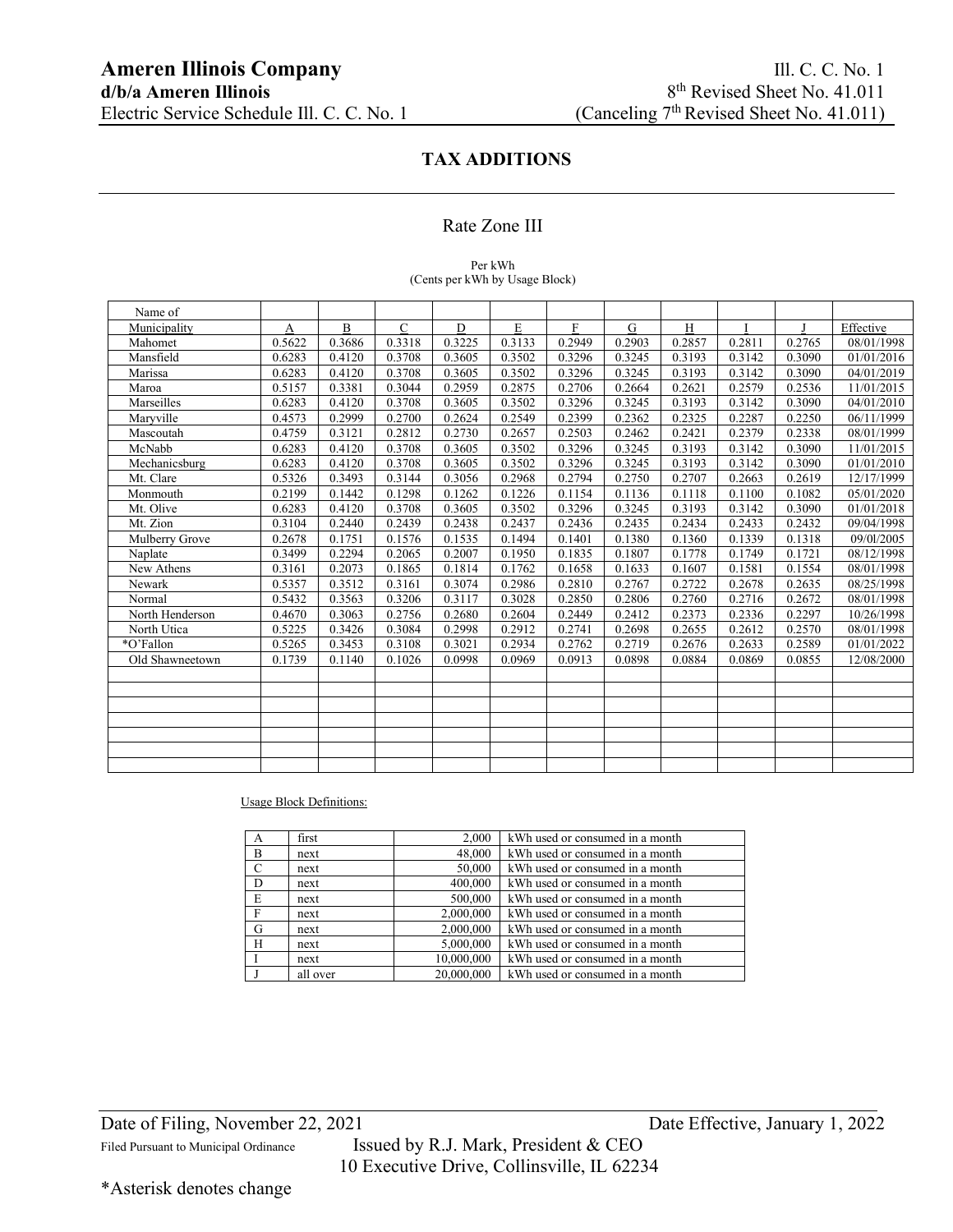**Ameren Illinois Company**
**d/b/a Ameren Illinois**
Electric Service Schedule Ill. C. C. No. 1

Ill. C. C. No. 1
8th Revised Sheet No. 41.011
(Canceling 7th Revised Sheet No. 41.011)

## TAX ADDITIONS

### Rate Zone III

Per kWh
(Cents per kWh by Usage Block)

| Name of Municipality | A | B | C | D | E | F | G | H | I | J | Effective |
|---|---|---|---|---|---|---|---|---|---|---|---|
| Mahomet | 0.5622 | 0.3686 | 0.3318 | 0.3225 | 0.3133 | 0.2949 | 0.2903 | 0.2857 | 0.2811 | 0.2765 | 08/01/1998 |
| Mansfield | 0.6283 | 0.4120 | 0.3708 | 0.3605 | 0.3502 | 0.3296 | 0.3245 | 0.3193 | 0.3142 | 0.3090 | 01/01/2016 |
| Marissa | 0.6283 | 0.4120 | 0.3708 | 0.3605 | 0.3502 | 0.3296 | 0.3245 | 0.3193 | 0.3142 | 0.3090 | 04/01/2019 |
| Maroa | 0.5157 | 0.3381 | 0.3044 | 0.2959 | 0.2875 | 0.2706 | 0.2664 | 0.2621 | 0.2579 | 0.2536 | 11/01/2015 |
| Marseilles | 0.6283 | 0.4120 | 0.3708 | 0.3605 | 0.3502 | 0.3296 | 0.3245 | 0.3193 | 0.3142 | 0.3090 | 04/01/2010 |
| Maryville | 0.4573 | 0.2999 | 0.2700 | 0.2624 | 0.2549 | 0.2399 | 0.2362 | 0.2325 | 0.2287 | 0.2250 | 06/11/1999 |
| Mascoutah | 0.4759 | 0.3121 | 0.2812 | 0.2730 | 0.2657 | 0.2503 | 0.2462 | 0.2421 | 0.2379 | 0.2338 | 08/01/1999 |
| McNabb | 0.6283 | 0.4120 | 0.3708 | 0.3605 | 0.3502 | 0.3296 | 0.3245 | 0.3193 | 0.3142 | 0.3090 | 11/01/2015 |
| Mechanicsburg | 0.6283 | 0.4120 | 0.3708 | 0.3605 | 0.3502 | 0.3296 | 0.3245 | 0.3193 | 0.3142 | 0.3090 | 01/01/2010 |
| Mt. Clare | 0.5326 | 0.3493 | 0.3144 | 0.3056 | 0.2968 | 0.2794 | 0.2750 | 0.2707 | 0.2663 | 0.2619 | 12/17/1999 |
| Monmouth | 0.2199 | 0.1442 | 0.1298 | 0.1262 | 0.1226 | 0.1154 | 0.1136 | 0.1118 | 0.1100 | 0.1082 | 05/01/2020 |
| Mt. Olive | 0.6283 | 0.4120 | 0.3708 | 0.3605 | 0.3502 | 0.3296 | 0.3245 | 0.3193 | 0.3142 | 0.3090 | 01/01/2018 |
| Mt. Zion | 0.3104 | 0.2440 | 0.2439 | 0.2438 | 0.2437 | 0.2436 | 0.2435 | 0.2434 | 0.2433 | 0.2432 | 09/04/1998 |
| Mulberry Grove | 0.2678 | 0.1751 | 0.1576 | 0.1535 | 0.1494 | 0.1401 | 0.1380 | 0.1360 | 0.1339 | 0.1318 | 09/01/2005 |
| Naplate | 0.3499 | 0.2294 | 0.2065 | 0.2007 | 0.1950 | 0.1835 | 0.1807 | 0.1778 | 0.1749 | 0.1721 | 08/12/1998 |
| New Athens | 0.3161 | 0.2073 | 0.1865 | 0.1814 | 0.1762 | 0.1658 | 0.1633 | 0.1607 | 0.1581 | 0.1554 | 08/01/1998 |
| Newark | 0.5357 | 0.3512 | 0.3161 | 0.3074 | 0.2986 | 0.2810 | 0.2767 | 0.2722 | 0.2678 | 0.2635 | 08/25/1998 |
| Normal | 0.5432 | 0.3563 | 0.3206 | 0.3117 | 0.3028 | 0.2850 | 0.2806 | 0.2760 | 0.2716 | 0.2672 | 08/01/1998 |
| North Henderson | 0.4670 | 0.3063 | 0.2756 | 0.2680 | 0.2604 | 0.2449 | 0.2412 | 0.2373 | 0.2336 | 0.2297 | 10/26/1998 |
| North Utica | 0.5225 | 0.3426 | 0.3084 | 0.2998 | 0.2912 | 0.2741 | 0.2698 | 0.2655 | 0.2612 | 0.2570 | 08/01/1998 |
| *O'Fallon | 0.5265 | 0.3453 | 0.3108 | 0.3021 | 0.2934 | 0.2762 | 0.2719 | 0.2676 | 0.2633 | 0.2589 | 01/01/2022 |
| Old Shawneetown | 0.1739 | 0.1140 | 0.1026 | 0.0998 | 0.0969 | 0.0913 | 0.0898 | 0.0884 | 0.0869 | 0.0855 | 12/08/2000 |

Usage Block Definitions:

| | | | |
|---|---|---|---|
| A | first | 2,000 | kWh used or consumed in a month |
| B | next | 48,000 | kWh used or consumed in a month |
| C | next | 50,000 | kWh used or consumed in a month |
| D | next | 400,000 | kWh used or consumed in a month |
| E | next | 500,000 | kWh used or consumed in a month |
| F | next | 2,000,000 | kWh used or consumed in a month |
| G | next | 2,000,000 | kWh used or consumed in a month |
| H | next | 5,000,000 | kWh used or consumed in a month |
| I | next | 10,000,000 | kWh used or consumed in a month |
| J | all over | 20,000,000 | kWh used or consumed in a month |

Date of Filing, November 22, 2021 — Date Effective, January 1, 2022

Filed Pursuant to Municipal Ordinance — Issued by R.J. Mark, President & CEO
10 Executive Drive, Collinsville, IL 62234

*Asterisk denotes change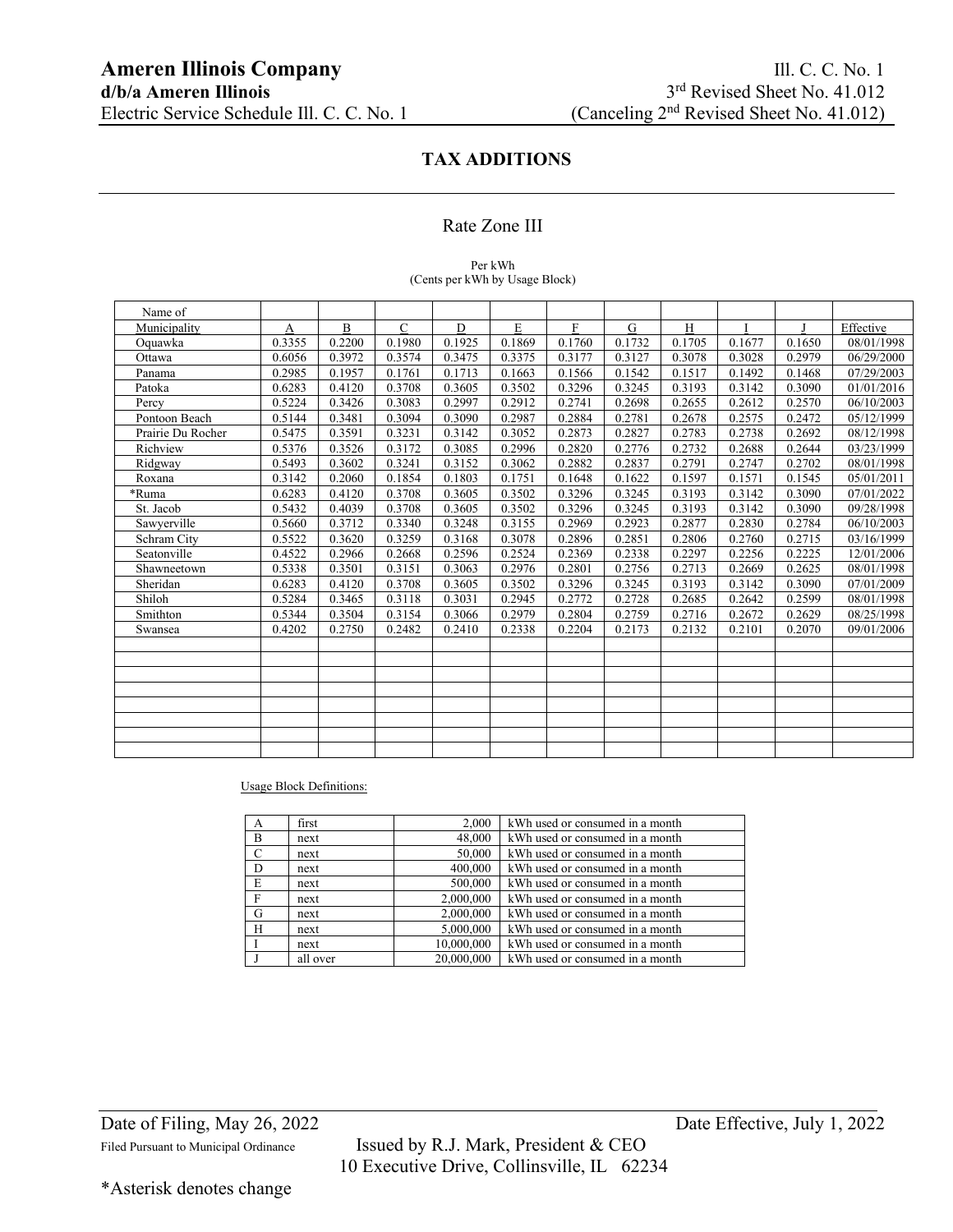Ameren Illinois Company
d/b/a Ameren Illinois
Electric Service Schedule Ill. C. C. No. 1

Ill. C. C. No. 1
3rd Revised Sheet No. 41.012
(Canceling 2nd Revised Sheet No. 41.012)

## TAX ADDITIONS

### Rate Zone III

Per kWh
(Cents per kWh by Usage Block)

| Name of Municipality | A | B | C | D | E | F | G | H | I | J | Effective |
|---|---|---|---|---|---|---|---|---|---|---|---|
| Oquawka | 0.3355 | 0.2200 | 0.1980 | 0.1925 | 0.1869 | 0.1760 | 0.1732 | 0.1705 | 0.1677 | 0.1650 | 08/01/1998 |
| Ottawa | 0.6056 | 0.3972 | 0.3574 | 0.3475 | 0.3375 | 0.3177 | 0.3127 | 0.3078 | 0.3028 | 0.2979 | 06/29/2000 |
| Panama | 0.2985 | 0.1957 | 0.1761 | 0.1713 | 0.1663 | 0.1566 | 0.1542 | 0.1517 | 0.1492 | 0.1468 | 07/29/2003 |
| Patoka | 0.6283 | 0.4120 | 0.3708 | 0.3605 | 0.3502 | 0.3296 | 0.3245 | 0.3193 | 0.3142 | 0.3090 | 01/01/2016 |
| Percy | 0.5224 | 0.3426 | 0.3083 | 0.2997 | 0.2912 | 0.2741 | 0.2698 | 0.2655 | 0.2612 | 0.2570 | 06/10/2003 |
| Pontoon Beach | 0.5144 | 0.3481 | 0.3094 | 0.3090 | 0.2987 | 0.2884 | 0.2781 | 0.2678 | 0.2575 | 0.2472 | 05/12/1999 |
| Prairie Du Rocher | 0.5475 | 0.3591 | 0.3231 | 0.3142 | 0.3052 | 0.2873 | 0.2827 | 0.2783 | 0.2738 | 0.2692 | 08/12/1998 |
| Richview | 0.5376 | 0.3526 | 0.3172 | 0.3085 | 0.2996 | 0.2820 | 0.2776 | 0.2732 | 0.2688 | 0.2644 | 03/23/1999 |
| Ridgway | 0.5493 | 0.3602 | 0.3241 | 0.3152 | 0.3062 | 0.2882 | 0.2837 | 0.2791 | 0.2747 | 0.2702 | 08/01/1998 |
| Roxana | 0.3142 | 0.2060 | 0.1854 | 0.1803 | 0.1751 | 0.1648 | 0.1622 | 0.1597 | 0.1571 | 0.1545 | 05/01/2011 |
| *Ruma | 0.6283 | 0.4120 | 0.3708 | 0.3605 | 0.3502 | 0.3296 | 0.3245 | 0.3193 | 0.3142 | 0.3090 | 07/01/2022 |
| St. Jacob | 0.5432 | 0.4039 | 0.3708 | 0.3605 | 0.3502 | 0.3296 | 0.3245 | 0.3193 | 0.3142 | 0.3090 | 09/28/1998 |
| Sawyerville | 0.5660 | 0.3712 | 0.3340 | 0.3248 | 0.3155 | 0.2969 | 0.2923 | 0.2877 | 0.2830 | 0.2784 | 06/10/2003 |
| Schram City | 0.5522 | 0.3620 | 0.3259 | 0.3168 | 0.3078 | 0.2896 | 0.2851 | 0.2806 | 0.2760 | 0.2715 | 03/16/1999 |
| Seatonville | 0.4522 | 0.2966 | 0.2668 | 0.2596 | 0.2524 | 0.2369 | 0.2338 | 0.2297 | 0.2256 | 0.2225 | 12/01/2006 |
| Shawneetown | 0.5338 | 0.3501 | 0.3151 | 0.3063 | 0.2976 | 0.2801 | 0.2756 | 0.2713 | 0.2669 | 0.2625 | 08/01/1998 |
| Sheridan | 0.6283 | 0.4120 | 0.3708 | 0.3605 | 0.3502 | 0.3296 | 0.3245 | 0.3193 | 0.3142 | 0.3090 | 07/01/2009 |
| Shiloh | 0.5284 | 0.3465 | 0.3118 | 0.3031 | 0.2945 | 0.2772 | 0.2728 | 0.2685 | 0.2642 | 0.2599 | 08/01/1998 |
| Smithton | 0.5344 | 0.3504 | 0.3154 | 0.3066 | 0.2979 | 0.2804 | 0.2759 | 0.2716 | 0.2672 | 0.2629 | 08/25/1998 |
| Swansea | 0.4202 | 0.2750 | 0.2482 | 0.2410 | 0.2338 | 0.2204 | 0.2173 | 0.2132 | 0.2101 | 0.2070 | 09/01/2006 |

Usage Block Definitions:

| | | | |
|---|---|---|---|
| A | first | 2,000 | kWh used or consumed in a month |
| B | next | 48,000 | kWh used or consumed in a month |
| C | next | 50,000 | kWh used or consumed in a month |
| D | next | 400,000 | kWh used or consumed in a month |
| E | next | 500,000 | kWh used or consumed in a month |
| F | next | 2,000,000 | kWh used or consumed in a month |
| G | next | 2,000,000 | kWh used or consumed in a month |
| H | next | 5,000,000 | kWh used or consumed in a month |
| I | next | 10,000,000 | kWh used or consumed in a month |
| J | all over | 20,000,000 | kWh used or consumed in a month |

Date of Filing, May 26, 2022
Date Effective, July 1, 2022

Filed Pursuant to Municipal Ordinance
Issued by R.J. Mark, President & CEO
10 Executive Drive, Collinsville, IL 62234

*Asterisk denotes change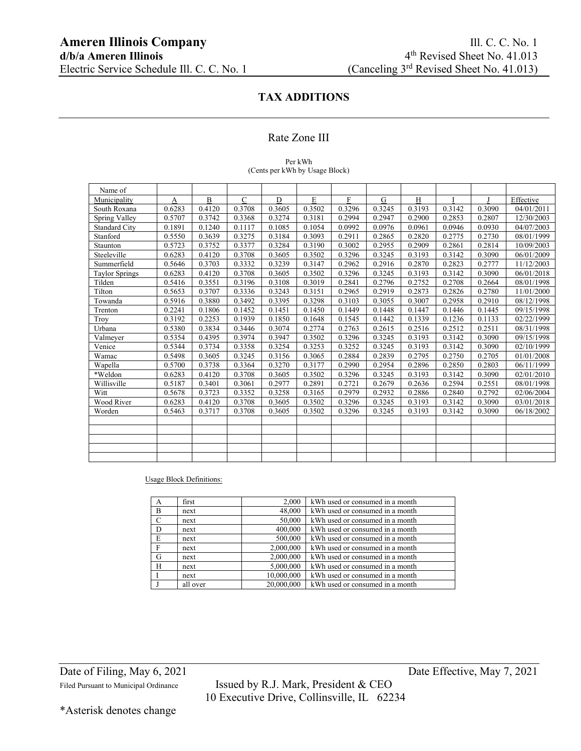**Ameren Illinois Company**
**d/b/a Ameren Illinois**
Electric Service Schedule Ill. C. C. No. 1

Ill. C. C. No. 1
4th Revised Sheet No. 41.013
(Canceling 3rd Revised Sheet No. 41.013)

## TAX ADDITIONS

### Rate Zone III

Per kWh
(Cents per kWh by Usage Block)

| Name of Municipality | A | B | C | D | E | F | G | H | I | J | Effective |
|---|---|---|---|---|---|---|---|---|---|---|---|
| South Roxana | 0.6283 | 0.4120 | 0.3708 | 0.3605 | 0.3502 | 0.3296 | 0.3245 | 0.3193 | 0.3142 | 0.3090 | 04/01/2011 |
| Spring Valley | 0.5707 | 0.3742 | 0.3368 | 0.3274 | 0.3181 | 0.2994 | 0.2947 | 0.2900 | 0.2853 | 0.2807 | 12/30/2003 |
| Standard City | 0.1891 | 0.1240 | 0.1117 | 0.1085 | 0.1054 | 0.0992 | 0.0976 | 0.0961 | 0.0946 | 0.0930 | 04/07/2003 |
| Stanford | 0.5550 | 0.3639 | 0.3275 | 0.3184 | 0.3093 | 0.2911 | 0.2865 | 0.2820 | 0.2775 | 0.2730 | 08/01/1999 |
| Staunton | 0.5723 | 0.3752 | 0.3377 | 0.3284 | 0.3190 | 0.3002 | 0.2955 | 0.2909 | 0.2861 | 0.2814 | 10/09/2003 |
| Steeleville | 0.6283 | 0.4120 | 0.3708 | 0.3605 | 0.3502 | 0.3296 | 0.3245 | 0.3193 | 0.3142 | 0.3090 | 06/01/2009 |
| Summerfield | 0.5646 | 0.3703 | 0.3332 | 0.3239 | 0.3147 | 0.2962 | 0.2916 | 0.2870 | 0.2823 | 0.2777 | 11/12/2003 |
| Taylor Springs | 0.6283 | 0.4120 | 0.3708 | 0.3605 | 0.3502 | 0.3296 | 0.3245 | 0.3193 | 0.3142 | 0.3090 | 06/01/2018 |
| Tilden | 0.5416 | 0.3551 | 0.3196 | 0.3108 | 0.3019 | 0.2841 | 0.2796 | 0.2752 | 0.2708 | 0.2664 | 08/01/1998 |
| Tilton | 0.5653 | 0.3707 | 0.3336 | 0.3243 | 0.3151 | 0.2965 | 0.2919 | 0.2873 | 0.2826 | 0.2780 | 11/01/2000 |
| Towanda | 0.5916 | 0.3880 | 0.3492 | 0.3395 | 0.3298 | 0.3103 | 0.3055 | 0.3007 | 0.2958 | 0.2910 | 08/12/1998 |
| Trenton | 0.2241 | 0.1806 | 0.1452 | 0.1451 | 0.1450 | 0.1449 | 0.1448 | 0.1447 | 0.1446 | 0.1445 | 09/15/1998 |
| Troy | 0.3192 | 0.2253 | 0.1939 | 0.1850 | 0.1648 | 0.1545 | 0.1442 | 0.1339 | 0.1236 | 0.1133 | 02/22/1999 |
| Urbana | 0.5380 | 0.3834 | 0.3446 | 0.3074 | 0.2774 | 0.2763 | 0.2615 | 0.2516 | 0.2512 | 0.2511 | 08/31/1998 |
| Valmeyer | 0.5354 | 0.4395 | 0.3974 | 0.3947 | 0.3502 | 0.3296 | 0.3245 | 0.3193 | 0.3142 | 0.3090 | 09/15/1998 |
| Venice | 0.5344 | 0.3734 | 0.3358 | 0.3254 | 0.3253 | 0.3252 | 0.3245 | 0.3193 | 0.3142 | 0.3090 | 02/10/1999 |
| Wamac | 0.5498 | 0.3605 | 0.3245 | 0.3156 | 0.3065 | 0.2884 | 0.2839 | 0.2795 | 0.2750 | 0.2705 | 01/01/2008 |
| Wapella | 0.5700 | 0.3738 | 0.3364 | 0.3270 | 0.3177 | 0.2990 | 0.2954 | 0.2896 | 0.2850 | 0.2803 | 06/11/1999 |
| *Weldon | 0.6283 | 0.4120 | 0.3708 | 0.3605 | 0.3502 | 0.3296 | 0.3245 | 0.3193 | 0.3142 | 0.3090 | 02/01/2010 |
| Willisville | 0.5187 | 0.3401 | 0.3061 | 0.2977 | 0.2891 | 0.2721 | 0.2679 | 0.2636 | 0.2594 | 0.2551 | 08/01/1998 |
| Witt | 0.5678 | 0.3723 | 0.3352 | 0.3258 | 0.3165 | 0.2979 | 0.2932 | 0.2886 | 0.2840 | 0.2792 | 02/06/2004 |
| Wood River | 0.6283 | 0.4120 | 0.3708 | 0.3605 | 0.3502 | 0.3296 | 0.3245 | 0.3193 | 0.3142 | 0.3090 | 03/01/2018 |
| Worden | 0.5463 | 0.3717 | 0.3708 | 0.3605 | 0.3502 | 0.3296 | 0.3245 | 0.3193 | 0.3142 | 0.3090 | 06/18/2002 |

Usage Block Definitions:

| | | | |
|---|---|---|---|
| A | first | 2,000 | kWh used or consumed in a month |
| B | next | 48,000 | kWh used or consumed in a month |
| C | next | 50,000 | kWh used or consumed in a month |
| D | next | 400,000 | kWh used or consumed in a month |
| E | next | 500,000 | kWh used or consumed in a month |
| F | next | 2,000,000 | kWh used or consumed in a month |
| G | next | 2,000,000 | kWh used or consumed in a month |
| H | next | 5,000,000 | kWh used or consumed in a month |
| I | next | 10,000,000 | kWh used or consumed in a month |
| J | all over | 20,000,000 | kWh used or consumed in a month |

Date of Filing, May 6, 2021 | Date Effective, May 7, 2021

Filed Pursuant to Municipal Ordinance

Issued by R.J. Mark, President & CEO
10 Executive Drive, Collinsville, IL 62234

*Asterisk denotes change